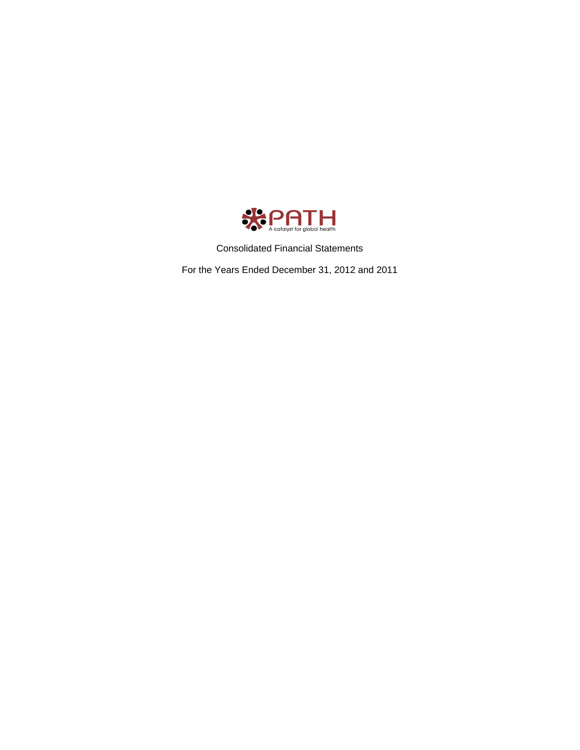PATH

A catalyst for global health

Consolidated Financial Statements

For the Years Ended December 31, 2012 and 2011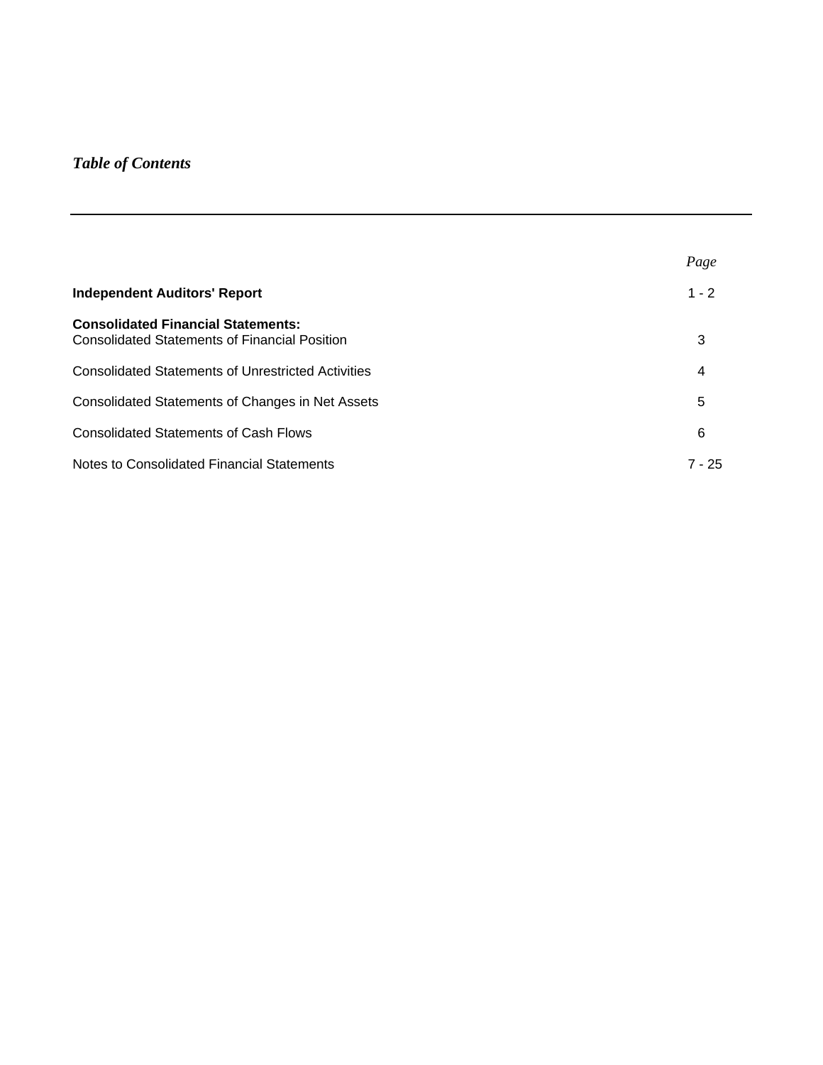# *Table of Contents*

| | *Page* |
|---|---|
| **Independent Auditors' Report** | 1 - 2 |
| **Consolidated Financial Statements:** | |
| Consolidated Statements of Financial Position | 3 |
| Consolidated Statements of Unrestricted Activities | 4 |
| Consolidated Statements of Changes in Net Assets | 5 |
| Consolidated Statements of Cash Flows | 6 |
| Notes to Consolidated Financial Statements | 7 - 25 |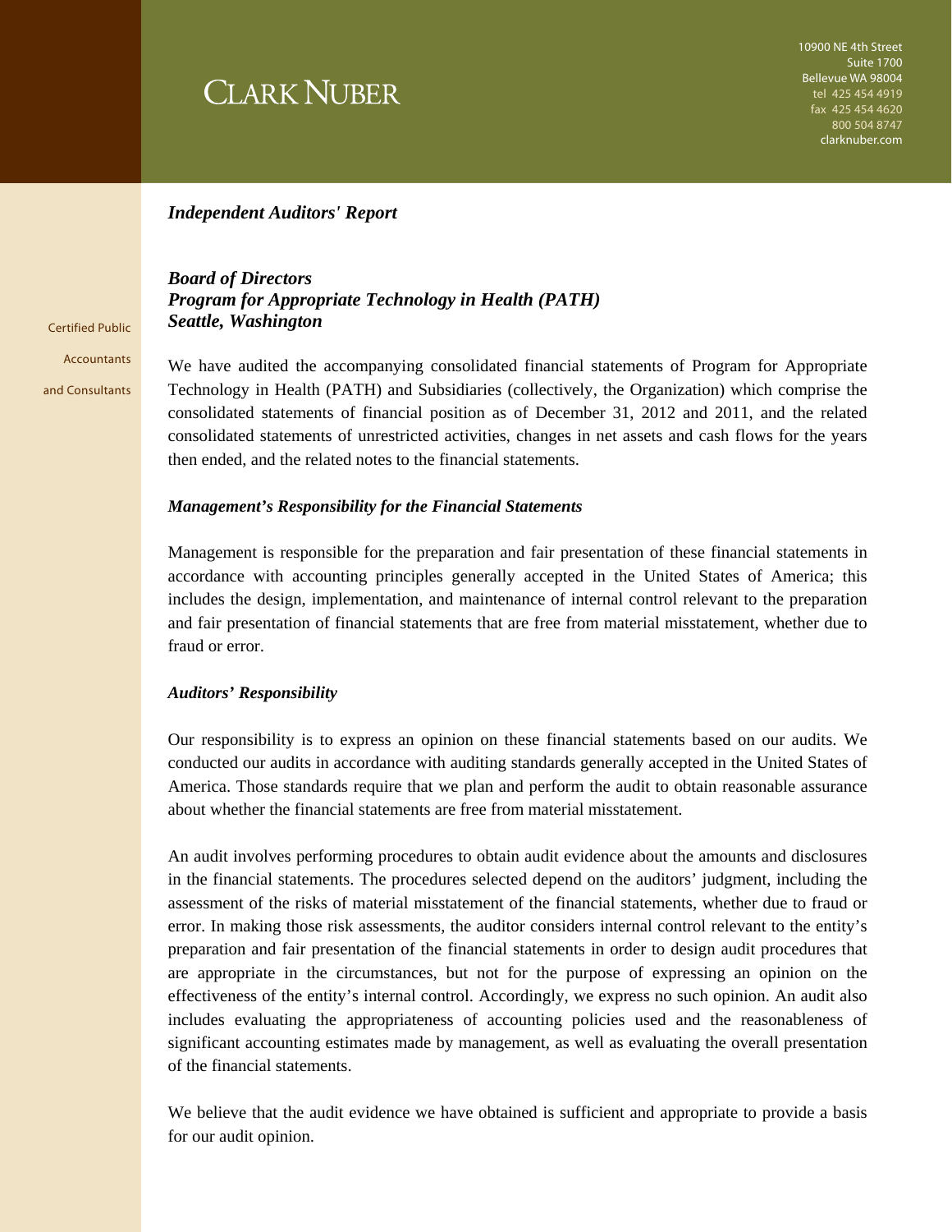CLARK NUBER

10900 NE 4th Street
Suite 1700
Bellevue WA 98004
tel 425 454 4919
fax 425 454 4620
800 504 8747
clarknuber.com

Certified Public Accountants and Consultants

***Independent Auditors' Report***

***Board of Directors***
***Program for Appropriate Technology in Health (PATH)***
***Seattle, Washington***

We have audited the accompanying consolidated financial statements of Program for Appropriate Technology in Health (PATH) and Subsidiaries (collectively, the Organization) which comprise the consolidated statements of financial position as of December 31, 2012 and 2011, and the related consolidated statements of unrestricted activities, changes in net assets and cash flows for the years then ended, and the related notes to the financial statements.

***Management's Responsibility for the Financial Statements***

Management is responsible for the preparation and fair presentation of these financial statements in accordance with accounting principles generally accepted in the United States of America; this includes the design, implementation, and maintenance of internal control relevant to the preparation and fair presentation of financial statements that are free from material misstatement, whether due to fraud or error.

***Auditors' Responsibility***

Our responsibility is to express an opinion on these financial statements based on our audits. We conducted our audits in accordance with auditing standards generally accepted in the United States of America. Those standards require that we plan and perform the audit to obtain reasonable assurance about whether the financial statements are free from material misstatement.

An audit involves performing procedures to obtain audit evidence about the amounts and disclosures in the financial statements. The procedures selected depend on the auditors' judgment, including the assessment of the risks of material misstatement of the financial statements, whether due to fraud or error. In making those risk assessments, the auditor considers internal control relevant to the entity's preparation and fair presentation of the financial statements in order to design audit procedures that are appropriate in the circumstances, but not for the purpose of expressing an opinion on the effectiveness of the entity's internal control. Accordingly, we express no such opinion. An audit also includes evaluating the appropriateness of accounting policies used and the reasonableness of significant accounting estimates made by management, as well as evaluating the overall presentation of the financial statements.

We believe that the audit evidence we have obtained is sufficient and appropriate to provide a basis for our audit opinion.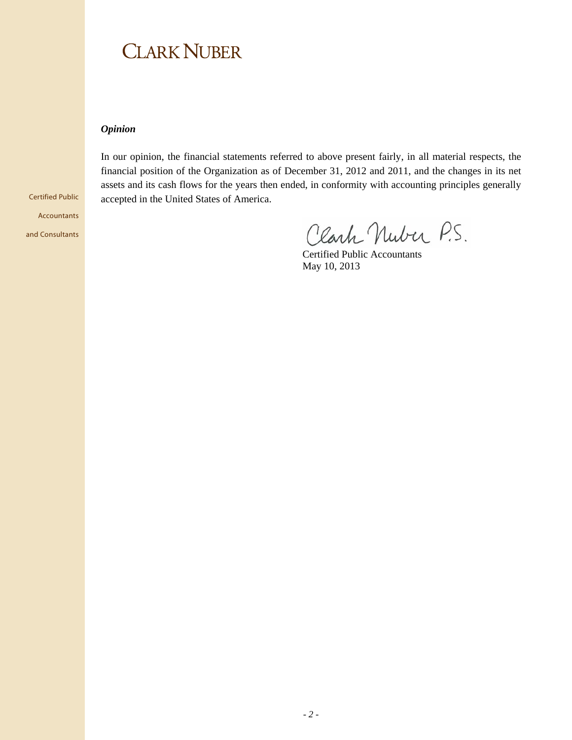# CLARK NUBER

Certified Public
Accountants
and Consultants

***Opinion***

In our opinion, the financial statements referred to above present fairly, in all material respects, the financial position of the Organization as of December 31, 2012 and 2011, and the changes in its net assets and its cash flows for the years then ended, in conformity with accounting principles generally accepted in the United States of America.

Clark Nuber P.S.

Certified Public Accountants
May 10, 2013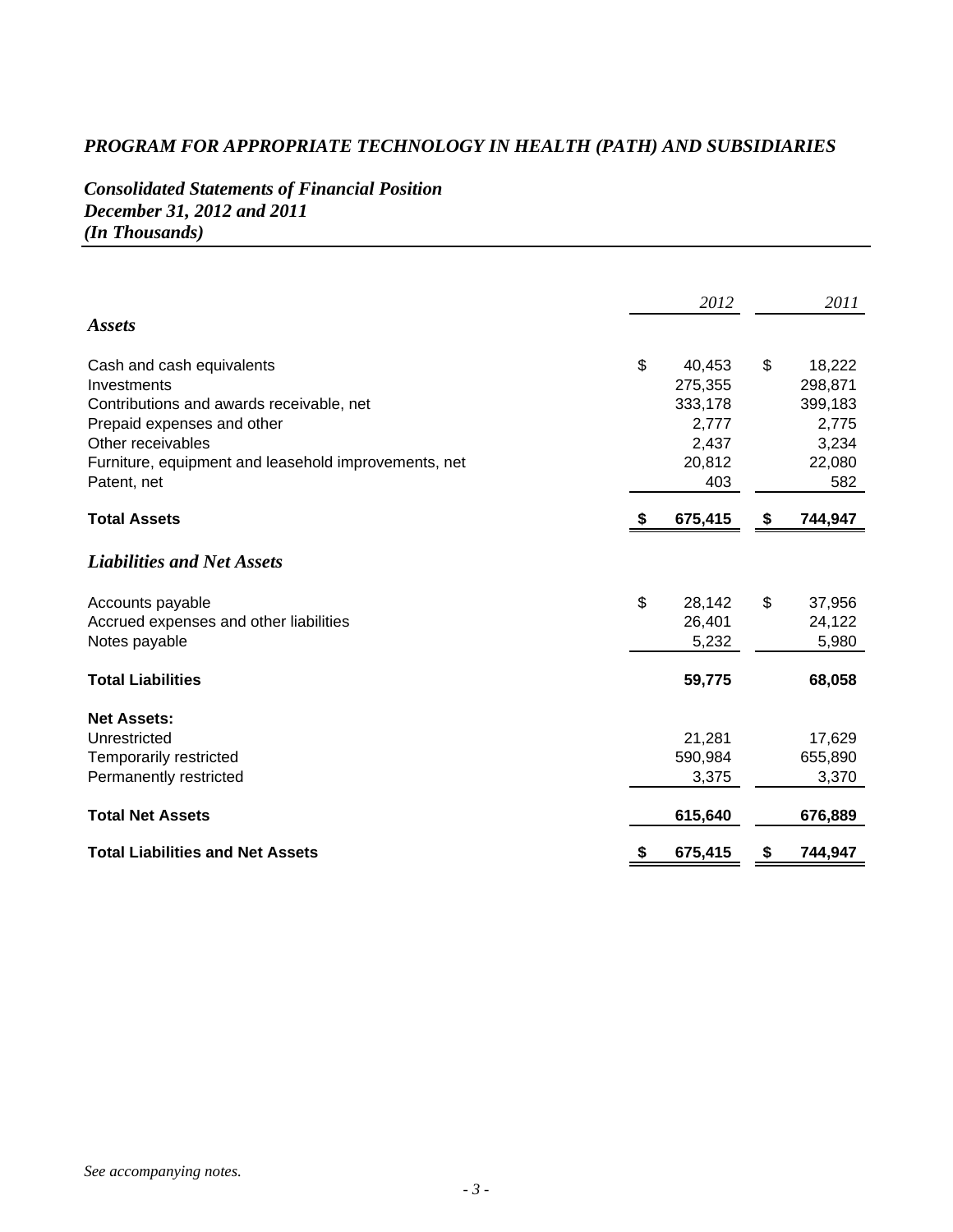# *PROGRAM FOR APPROPRIATE TECHNOLOGY IN HEALTH (PATH) AND SUBSIDIARIES*

## *Consolidated Statements of Financial Position*
### *December 31, 2012 and 2011*
### *(In Thousands)*

| | *2012* | *2011* |
|---|---|---|
| ***Assets*** | | |
| Cash and cash equivalents | $ 40,453 | $ 18,222 |
| Investments | 275,355 | 298,871 |
| Contributions and awards receivable, net | 333,178 | 399,183 |
| Prepaid expenses and other | 2,777 | 2,775 |
| Other receivables | 2,437 | 3,234 |
| Furniture, equipment and leasehold improvements, net | 20,812 | 22,080 |
| Patent, net | 403 | 582 |
| **Total Assets** | **$ 675,415** | **$ 744,947** |
| ***Liabilities and Net Assets*** | | |
| Accounts payable | $ 28,142 | $ 37,956 |
| Accrued expenses and other liabilities | 26,401 | 24,122 |
| Notes payable | 5,232 | 5,980 |
| **Total Liabilities** | **59,775** | **68,058** |
| **Net Assets:** | | |
| Unrestricted | 21,281 | 17,629 |
| Temporarily restricted | 590,984 | 655,890 |
| Permanently restricted | 3,375 | 3,370 |
| **Total Net Assets** | **615,640** | **676,889** |
| **Total Liabilities and Net Assets** | **$ 675,415** | **$ 744,947** |

*See accompanying notes.*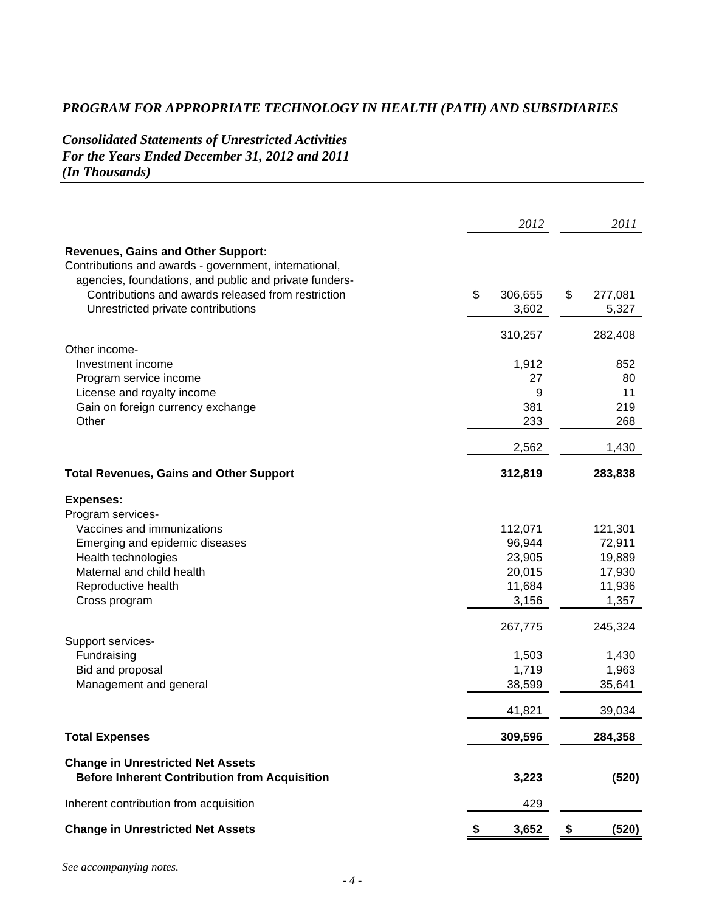# *PROGRAM FOR APPROPRIATE TECHNOLOGY IN HEALTH (PATH) AND SUBSIDIARIES*

## *Consolidated Statements of Unrestricted Activities*
## *For the Years Ended December 31, 2012 and 2011*
## *(In Thousands)*

| | *2012* | *2011* |
|---|---|---|
| **Revenues, Gains and Other Support:** | | |
| Contributions and awards - government, international, agencies, foundations, and public and private funders- | | |
| Contributions and awards released from restriction | $ 306,655 | $ 277,081 |
| Unrestricted private contributions | 3,602 | 5,327 |
| | 310,257 | 282,408 |
| Other income- | | |
| Investment income | 1,912 | 852 |
| Program service income | 27 | 80 |
| License and royalty income | 9 | 11 |
| Gain on foreign currency exchange | 381 | 219 |
| Other | 233 | 268 |
| | 2,562 | 1,430 |
| **Total Revenues, Gains and Other Support** | **312,819** | **283,838** |
| **Expenses:** | | |
| Program services- | | |
| Vaccines and immunizations | 112,071 | 121,301 |
| Emerging and epidemic diseases | 96,944 | 72,911 |
| Health technologies | 23,905 | 19,889 |
| Maternal and child health | 20,015 | 17,930 |
| Reproductive health | 11,684 | 11,936 |
| Cross program | 3,156 | 1,357 |
| | 267,775 | 245,324 |
| Support services- | | |
| Fundraising | 1,503 | 1,430 |
| Bid and proposal | 1,719 | 1,963 |
| Management and general | 38,599 | 35,641 |
| | 41,821 | 39,034 |
| **Total Expenses** | **309,596** | **284,358** |
| **Change in Unrestricted Net Assets Before Inherent Contribution from Acquisition** | **3,223** | **(520)** |
| Inherent contribution from acquisition | 429 | |
| **Change in Unrestricted Net Assets** | **$ 3,652** | **$ (520)** |

*See accompanying notes.*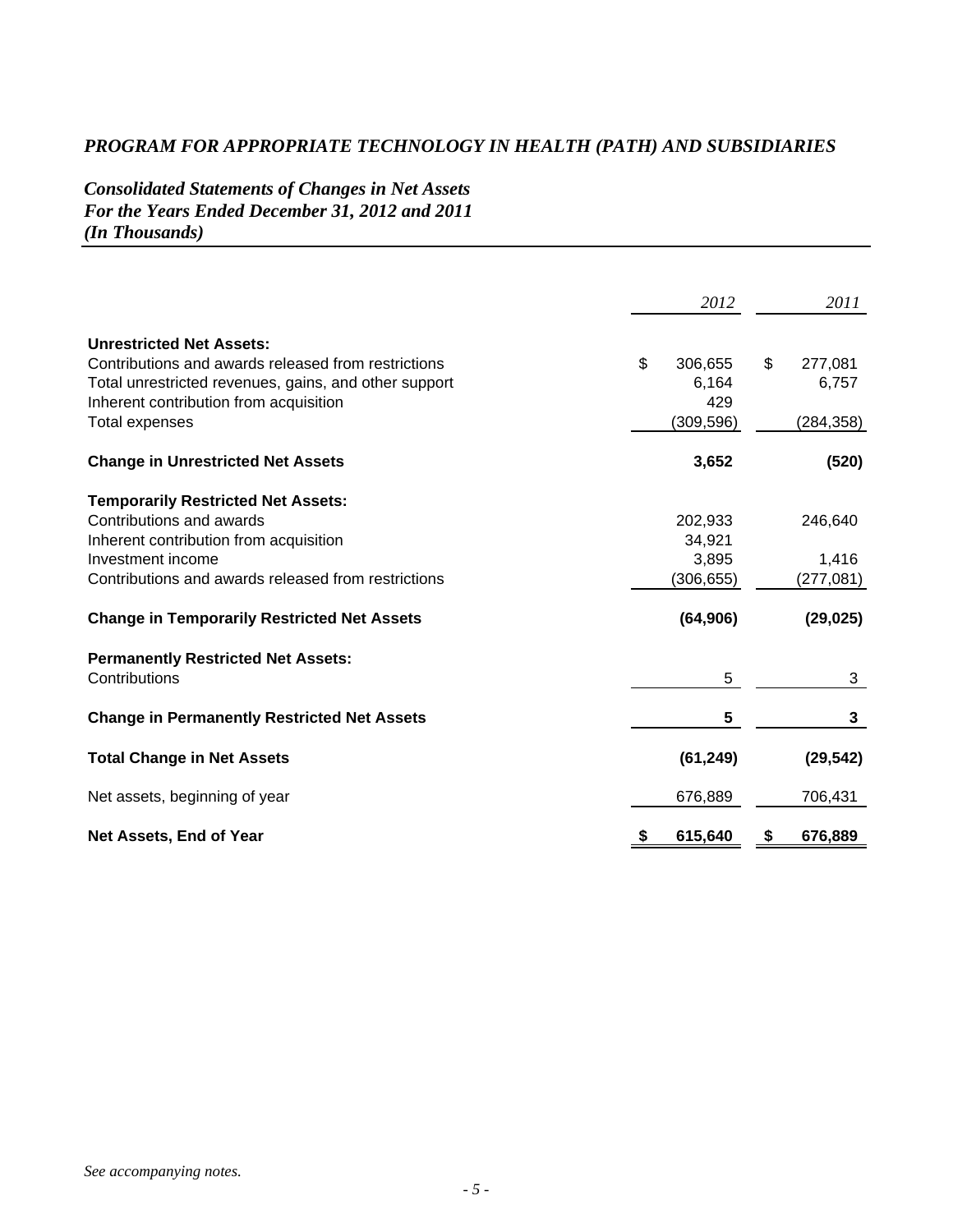# *PROGRAM FOR APPROPRIATE TECHNOLOGY IN HEALTH (PATH) AND SUBSIDIARIES*

## *Consolidated Statements of Changes in Net Assets*
## *For the Years Ended December 31, 2012 and 2011*
## *(In Thousands)*

| | *2012* | *2011* |
|---|---|---|
| **Unrestricted Net Assets:** | | |
| Contributions and awards released from restrictions | $ 306,655 | $ 277,081 |
| Total unrestricted revenues, gains, and other support | 6,164 | 6,757 |
| Inherent contribution from acquisition | 429 | |
| Total expenses | (309,596) | (284,358) |
| **Change in Unrestricted Net Assets** | **3,652** | **(520)** |
| **Temporarily Restricted Net Assets:** | | |
| Contributions and awards | 202,933 | 246,640 |
| Inherent contribution from acquisition | 34,921 | |
| Investment income | 3,895 | 1,416 |
| Contributions and awards released from restrictions | (306,655) | (277,081) |
| **Change in Temporarily Restricted Net Assets** | **(64,906)** | **(29,025)** |
| **Permanently Restricted Net Assets:** | | |
| Contributions | 5 | 3 |
| **Change in Permanently Restricted Net Assets** | **5** | **3** |
| **Total Change in Net Assets** | **(61,249)** | **(29,542)** |
| Net assets, beginning of year | 676,889 | 706,431 |
| **Net Assets, End of Year** | **$ 615,640** | **$ 676,889** |

*See accompanying notes.*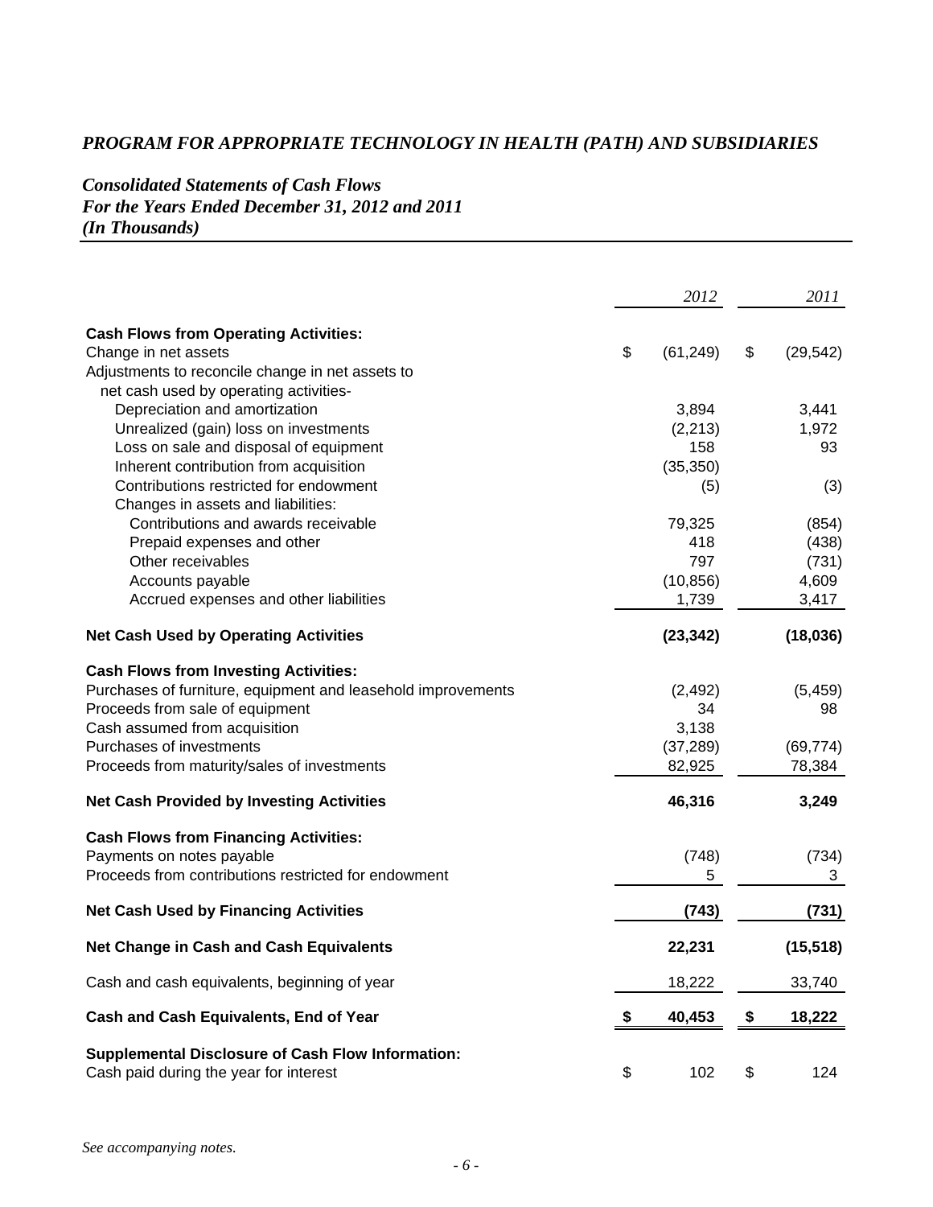# *PROGRAM FOR APPROPRIATE TECHNOLOGY IN HEALTH (PATH) AND SUBSIDIARIES*

## *Consolidated Statements of Cash Flows*
## *For the Years Ended December 31, 2012 and 2011*
## *(In Thousands)*

| | *2012* | *2011* |
|---|---|---|
| **Cash Flows from Operating Activities:** | | |
| Change in net assets | $ (61,249) | $ (29,542) |
| Adjustments to reconcile change in net assets to net cash used by operating activities- | | |
| Depreciation and amortization | 3,894 | 3,441 |
| Unrealized (gain) loss on investments | (2,213) | 1,972 |
| Loss on sale and disposal of equipment | 158 | 93 |
| Inherent contribution from acquisition | (35,350) | |
| Contributions restricted for endowment | (5) | (3) |
| Changes in assets and liabilities: | | |
| Contributions and awards receivable | 79,325 | (854) |
| Prepaid expenses and other | 418 | (438) |
| Other receivables | 797 | (731) |
| Accounts payable | (10,856) | 4,609 |
| Accrued expenses and other liabilities | 1,739 | 3,417 |
| **Net Cash Used by Operating Activities** | **(23,342)** | **(18,036)** |
| **Cash Flows from Investing Activities:** | | |
| Purchases of furniture, equipment and leasehold improvements | (2,492) | (5,459) |
| Proceeds from sale of equipment | 34 | 98 |
| Cash assumed from acquisition | 3,138 | |
| Purchases of investments | (37,289) | (69,774) |
| Proceeds from maturity/sales of investments | 82,925 | 78,384 |
| **Net Cash Provided by Investing Activities** | **46,316** | **3,249** |
| **Cash Flows from Financing Activities:** | | |
| Payments on notes payable | (748) | (734) |
| Proceeds from contributions restricted for endowment | 5 | 3 |
| **Net Cash Used by Financing Activities** | **(743)** | **(731)** |
| **Net Change in Cash and Cash Equivalents** | **22,231** | **(15,518)** |
| Cash and cash equivalents, beginning of year | 18,222 | 33,740 |
| **Cash and Cash Equivalents, End of Year** | **$ 40,453** | **$ 18,222** |
| **Supplemental Disclosure of Cash Flow Information:** | | |
| Cash paid during the year for interest | $ 102 | $ 124 |

*See accompanying notes.*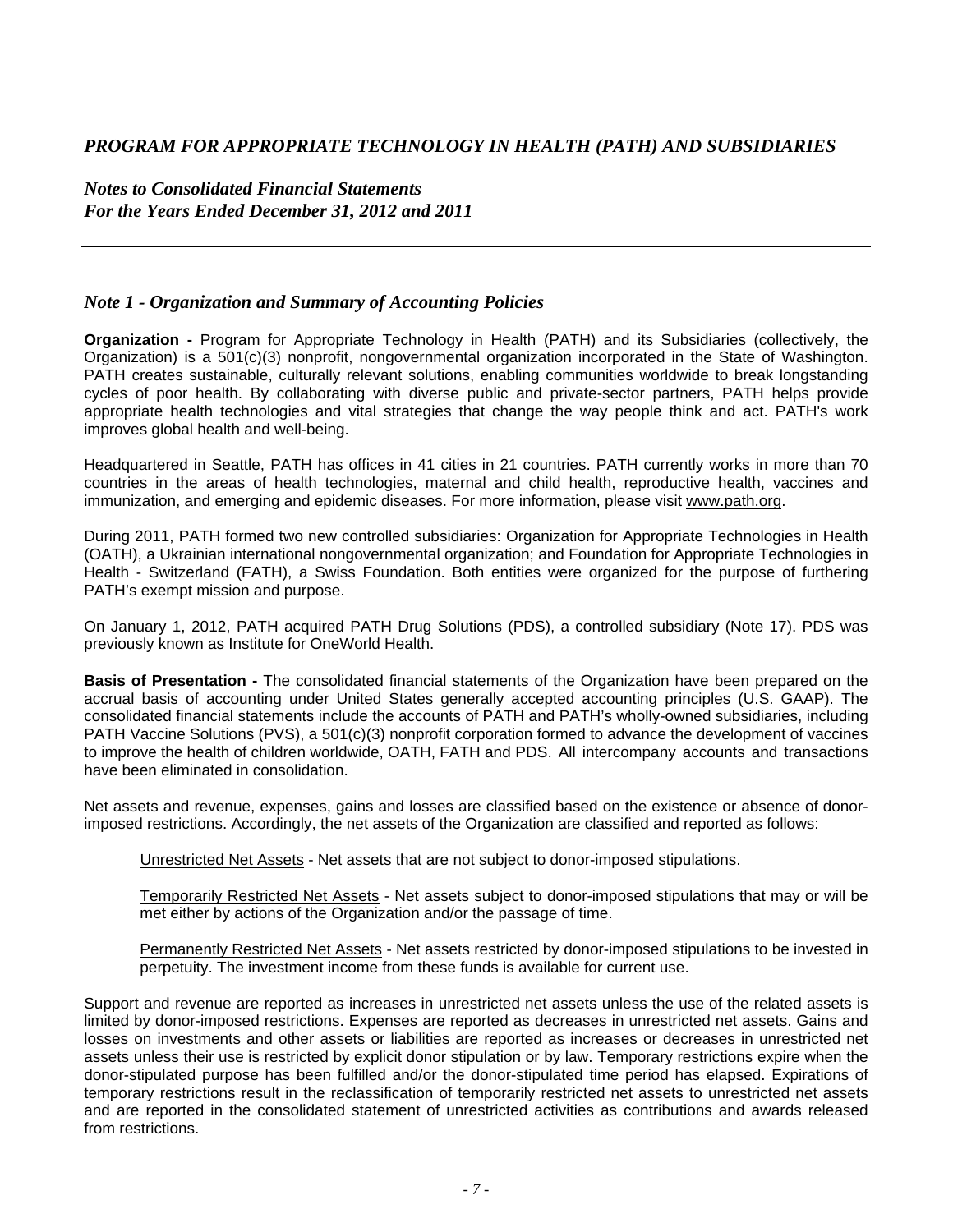*PROGRAM FOR APPROPRIATE TECHNOLOGY IN HEALTH (PATH) AND SUBSIDIARIES*

*Notes to Consolidated Financial Statements*
*For the Years Ended December 31, 2012 and 2011*

## *Note 1 - Organization and Summary of Accounting Policies*

**Organization -** Program for Appropriate Technology in Health (PATH) and its Subsidiaries (collectively, the Organization) is a 501(c)(3) nonprofit, nongovernmental organization incorporated in the State of Washington. PATH creates sustainable, culturally relevant solutions, enabling communities worldwide to break longstanding cycles of poor health. By collaborating with diverse public and private-sector partners, PATH helps provide appropriate health technologies and vital strategies that change the way people think and act. PATH's work improves global health and well-being.

Headquartered in Seattle, PATH has offices in 41 cities in 21 countries. PATH currently works in more than 70 countries in the areas of health technologies, maternal and child health, reproductive health, vaccines and immunization, and emerging and epidemic diseases. For more information, please visit www.path.org.

During 2011, PATH formed two new controlled subsidiaries: Organization for Appropriate Technologies in Health (OATH), a Ukrainian international nongovernmental organization; and Foundation for Appropriate Technologies in Health - Switzerland (FATH), a Swiss Foundation. Both entities were organized for the purpose of furthering PATH's exempt mission and purpose.

On January 1, 2012, PATH acquired PATH Drug Solutions (PDS), a controlled subsidiary (Note 17). PDS was previously known as Institute for OneWorld Health.

**Basis of Presentation -** The consolidated financial statements of the Organization have been prepared on the accrual basis of accounting under United States generally accepted accounting principles (U.S. GAAP). The consolidated financial statements include the accounts of PATH and PATH's wholly-owned subsidiaries, including PATH Vaccine Solutions (PVS), a 501(c)(3) nonprofit corporation formed to advance the development of vaccines to improve the health of children worldwide, OATH, FATH and PDS. All intercompany accounts and transactions have been eliminated in consolidation.

Net assets and revenue, expenses, gains and losses are classified based on the existence or absence of donor-imposed restrictions. Accordingly, the net assets of the Organization are classified and reported as follows:

Unrestricted Net Assets - Net assets that are not subject to donor-imposed stipulations.

Temporarily Restricted Net Assets - Net assets subject to donor-imposed stipulations that may or will be met either by actions of the Organization and/or the passage of time.

Permanently Restricted Net Assets - Net assets restricted by donor-imposed stipulations to be invested in perpetuity. The investment income from these funds is available for current use.

Support and revenue are reported as increases in unrestricted net assets unless the use of the related assets is limited by donor-imposed restrictions. Expenses are reported as decreases in unrestricted net assets. Gains and losses on investments and other assets or liabilities are reported as increases or decreases in unrestricted net assets unless their use is restricted by explicit donor stipulation or by law. Temporary restrictions expire when the donor-stipulated purpose has been fulfilled and/or the donor-stipulated time period has elapsed. Expirations of temporary restrictions result in the reclassification of temporarily restricted net assets to unrestricted net assets and are reported in the consolidated statement of unrestricted activities as contributions and awards released from restrictions.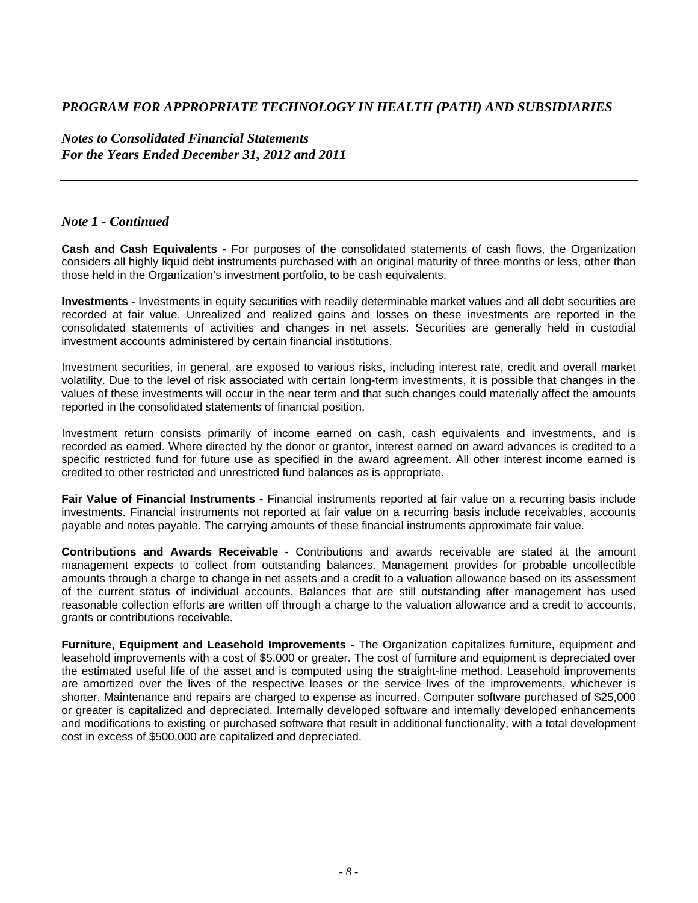## Note 1 - Continued

**Cash and Cash Equivalents -** For purposes of the consolidated statements of cash flows, the Organization considers all highly liquid debt instruments purchased with an original maturity of three months or less, other than those held in the Organization's investment portfolio, to be cash equivalents.

**Investments -** Investments in equity securities with readily determinable market values and all debt securities are recorded at fair value. Unrealized and realized gains and losses on these investments are reported in the consolidated statements of activities and changes in net assets. Securities are generally held in custodial investment accounts administered by certain financial institutions.

Investment securities, in general, are exposed to various risks, including interest rate, credit and overall market volatility. Due to the level of risk associated with certain long-term investments, it is possible that changes in the values of these investments will occur in the near term and that such changes could materially affect the amounts reported in the consolidated statements of financial position.

Investment return consists primarily of income earned on cash, cash equivalents and investments, and is recorded as earned. Where directed by the donor or grantor, interest earned on award advances is credited to a specific restricted fund for future use as specified in the award agreement. All other interest income earned is credited to other restricted and unrestricted fund balances as is appropriate.

**Fair Value of Financial Instruments -** Financial instruments reported at fair value on a recurring basis include investments. Financial instruments not reported at fair value on a recurring basis include receivables, accounts payable and notes payable. The carrying amounts of these financial instruments approximate fair value.

**Contributions and Awards Receivable -** Contributions and awards receivable are stated at the amount management expects to collect from outstanding balances. Management provides for probable uncollectible amounts through a charge to change in net assets and a credit to a valuation allowance based on its assessment of the current status of individual accounts. Balances that are still outstanding after management has used reasonable collection efforts are written off through a charge to the valuation allowance and a credit to accounts, grants or contributions receivable.

**Furniture, Equipment and Leasehold Improvements -** The Organization capitalizes furniture, equipment and leasehold improvements with a cost of $5,000 or greater. The cost of furniture and equipment is depreciated over the estimated useful life of the asset and is computed using the straight-line method. Leasehold improvements are amortized over the lives of the respective leases or the service lives of the improvements, whichever is shorter. Maintenance and repairs are charged to expense as incurred. Computer software purchased of $25,000 or greater is capitalized and depreciated. Internally developed software and internally developed enhancements and modifications to existing or purchased software that result in additional functionality, with a total development cost in excess of $500,000 are capitalized and depreciated.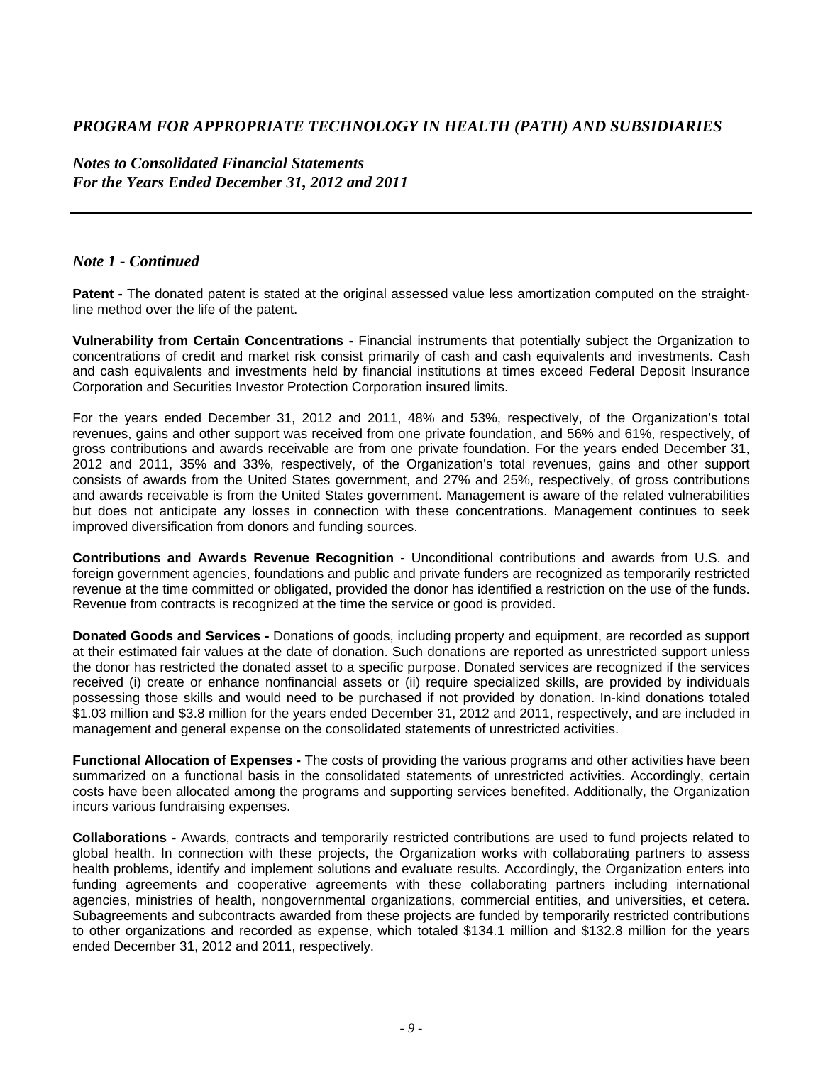# *PROGRAM FOR APPROPRIATE TECHNOLOGY IN HEALTH (PATH) AND SUBSIDIARIES*

## *Notes to Consolidated Financial Statements*
## *For the Years Ended December 31, 2012 and 2011*

---

### *Note 1 - Continued*

**Patent -** The donated patent is stated at the original assessed value less amortization computed on the straight-line method over the life of the patent.

**Vulnerability from Certain Concentrations -** Financial instruments that potentially subject the Organization to concentrations of credit and market risk consist primarily of cash and cash equivalents and investments. Cash and cash equivalents and investments held by financial institutions at times exceed Federal Deposit Insurance Corporation and Securities Investor Protection Corporation insured limits.

For the years ended December 31, 2012 and 2011, 48% and 53%, respectively, of the Organization's total revenues, gains and other support was received from one private foundation, and 56% and 61%, respectively, of gross contributions and awards receivable are from one private foundation. For the years ended December 31, 2012 and 2011, 35% and 33%, respectively, of the Organization's total revenues, gains and other support consists of awards from the United States government, and 27% and 25%, respectively, of gross contributions and awards receivable is from the United States government. Management is aware of the related vulnerabilities but does not anticipate any losses in connection with these concentrations. Management continues to seek improved diversification from donors and funding sources.

**Contributions and Awards Revenue Recognition -** Unconditional contributions and awards from U.S. and foreign government agencies, foundations and public and private funders are recognized as temporarily restricted revenue at the time committed or obligated, provided the donor has identified a restriction on the use of the funds. Revenue from contracts is recognized at the time the service or good is provided.

**Donated Goods and Services -** Donations of goods, including property and equipment, are recorded as support at their estimated fair values at the date of donation. Such donations are reported as unrestricted support unless the donor has restricted the donated asset to a specific purpose. Donated services are recognized if the services received (i) create or enhance nonfinancial assets or (ii) require specialized skills, are provided by individuals possessing those skills and would need to be purchased if not provided by donation. In-kind donations totaled $1.03 million and $3.8 million for the years ended December 31, 2012 and 2011, respectively, and are included in management and general expense on the consolidated statements of unrestricted activities.

**Functional Allocation of Expenses -** The costs of providing the various programs and other activities have been summarized on a functional basis in the consolidated statements of unrestricted activities. Accordingly, certain costs have been allocated among the programs and supporting services benefited. Additionally, the Organization incurs various fundraising expenses.

**Collaborations -** Awards, contracts and temporarily restricted contributions are used to fund projects related to global health. In connection with these projects, the Organization works with collaborating partners to assess health problems, identify and implement solutions and evaluate results. Accordingly, the Organization enters into funding agreements and cooperative agreements with these collaborating partners including international agencies, ministries of health, nongovernmental organizations, commercial entities, and universities, et cetera. Subagreements and subcontracts awarded from these projects are funded by temporarily restricted contributions to other organizations and recorded as expense, which totaled $134.1 million and $132.8 million for the years ended December 31, 2012 and 2011, respectively.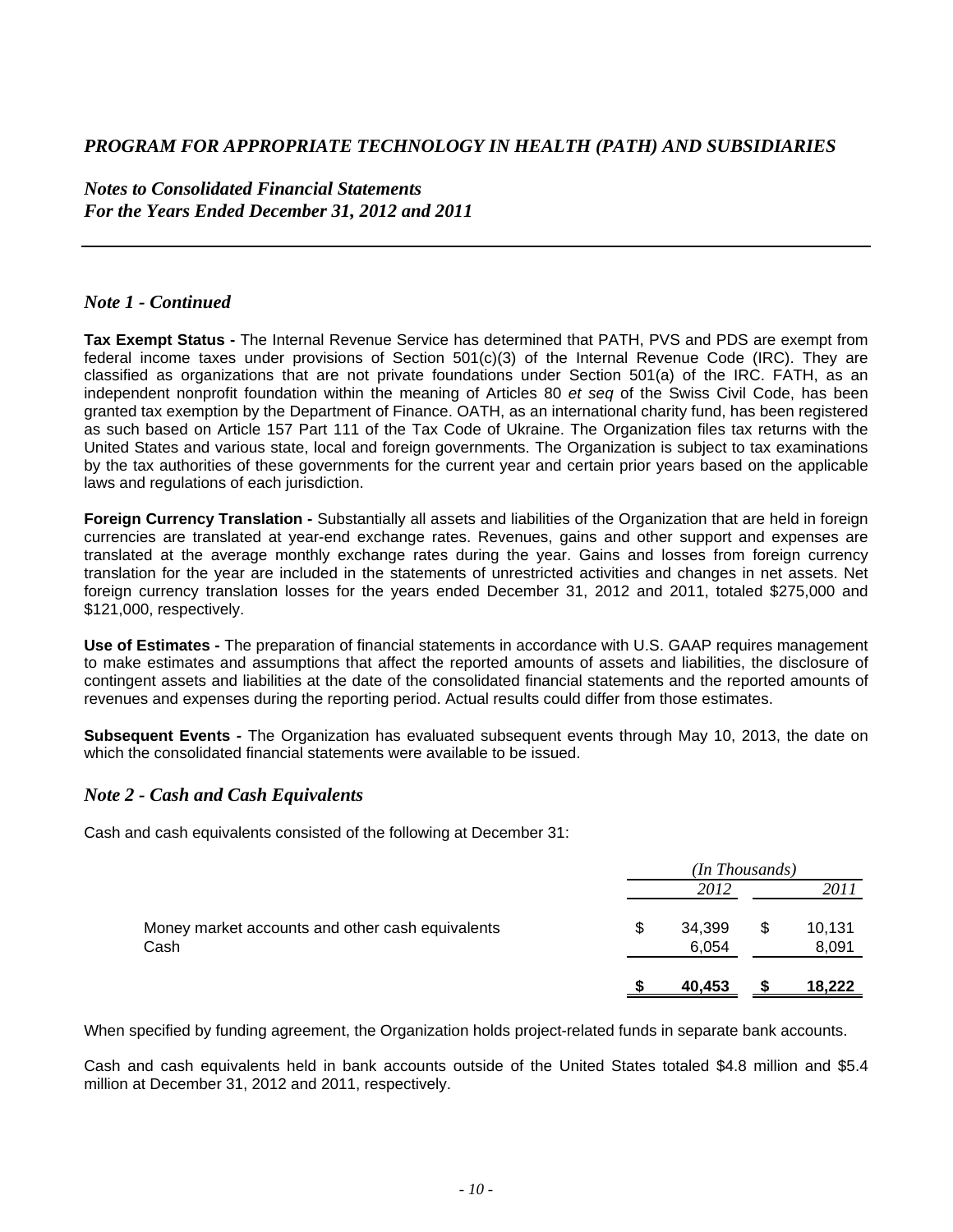# *PROGRAM FOR APPROPRIATE TECHNOLOGY IN HEALTH (PATH) AND SUBSIDIARIES*

## *Notes to Consolidated Financial Statements*
## *For the Years Ended December 31, 2012 and 2011*

---

### *Note 1 - Continued*

**Tax Exempt Status -** The Internal Revenue Service has determined that PATH, PVS and PDS are exempt from federal income taxes under provisions of Section 501(c)(3) of the Internal Revenue Code (IRC). They are classified as organizations that are not private foundations under Section 501(a) of the IRC. FATH, as an independent nonprofit foundation within the meaning of Articles 80 *et seq* of the Swiss Civil Code, has been granted tax exemption by the Department of Finance. OATH, as an international charity fund, has been registered as such based on Article 157 Part 111 of the Tax Code of Ukraine. The Organization files tax returns with the United States and various state, local and foreign governments. The Organization is subject to tax examinations by the tax authorities of these governments for the current year and certain prior years based on the applicable laws and regulations of each jurisdiction.

**Foreign Currency Translation -** Substantially all assets and liabilities of the Organization that are held in foreign currencies are translated at year-end exchange rates. Revenues, gains and other support and expenses are translated at the average monthly exchange rates during the year. Gains and losses from foreign currency translation for the year are included in the statements of unrestricted activities and changes in net assets. Net foreign currency translation losses for the years ended December 31, 2012 and 2011, totaled $275,000 and $121,000, respectively.

**Use of Estimates -** The preparation of financial statements in accordance with U.S. GAAP requires management to make estimates and assumptions that affect the reported amounts of assets and liabilities, the disclosure of contingent assets and liabilities at the date of the consolidated financial statements and the reported amounts of revenues and expenses during the reporting period. Actual results could differ from those estimates.

**Subsequent Events -** The Organization has evaluated subsequent events through May 10, 2013, the date on which the consolidated financial statements were available to be issued.

### *Note 2 - Cash and Cash Equivalents*

Cash and cash equivalents consisted of the following at December 31:

| | *(In Thousands)* | |
|---|---|---|
| | *2012* | *2011* |
| Money market accounts and other cash equivalents | $ 34,399 | $ 10,131 |
| Cash | 6,054 | 8,091 |
| | **$ 40,453** | **$ 18,222** |

When specified by funding agreement, the Organization holds project-related funds in separate bank accounts.

Cash and cash equivalents held in bank accounts outside of the United States totaled $4.8 million and $5.4 million at December 31, 2012 and 2011, respectively.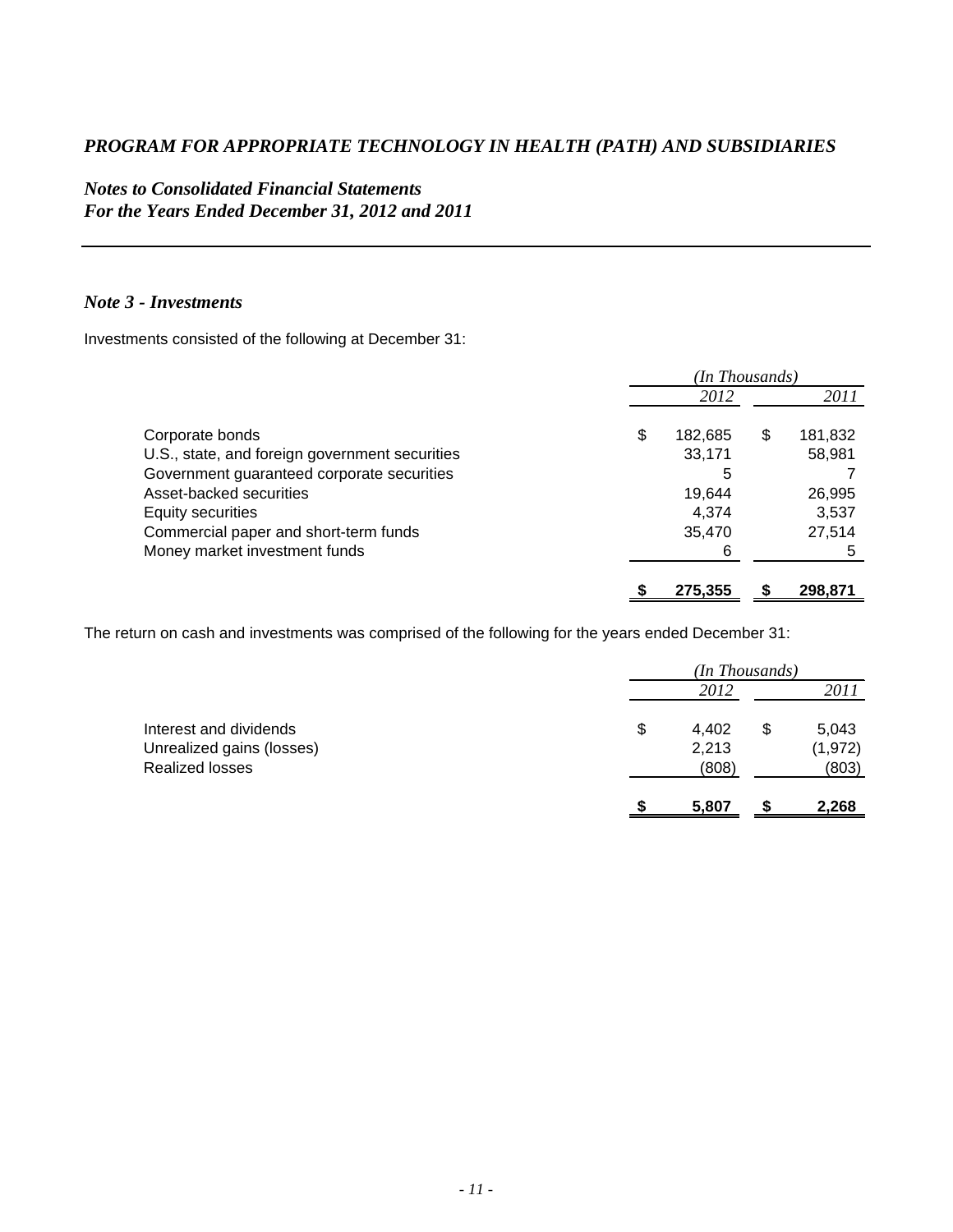*PROGRAM FOR APPROPRIATE TECHNOLOGY IN HEALTH (PATH) AND SUBSIDIARIES*

*Notes to Consolidated Financial Statements*
*For the Years Ended December 31, 2012 and 2011*

### *Note 3 - Investments*

Investments consisted of the following at December 31:

| | *(In Thousands)* | |
|---|---|---|
| | *2012* | *2011* |
| Corporate bonds | $ 182,685 | $ 181,832 |
| U.S., state, and foreign government securities | 33,171 | 58,981 |
| Government guaranteed corporate securities | 5 | 7 |
| Asset-backed securities | 19,644 | 26,995 |
| Equity securities | 4,374 | 3,537 |
| Commercial paper and short-term funds | 35,470 | 27,514 |
| Money market investment funds | 6 | 5 |
| | **$ 275,355** | **$ 298,871** |

The return on cash and investments was comprised of the following for the years ended December 31:

| | *(In Thousands)* | |
|---|---|---|
| | *2012* | *2011* |
| Interest and dividends | $ 4,402 | $ 5,043 |
| Unrealized gains (losses) | 2,213 | (1,972) |
| Realized losses | (808) | (803) |
| | **$ 5,807** | **$ 2,268** |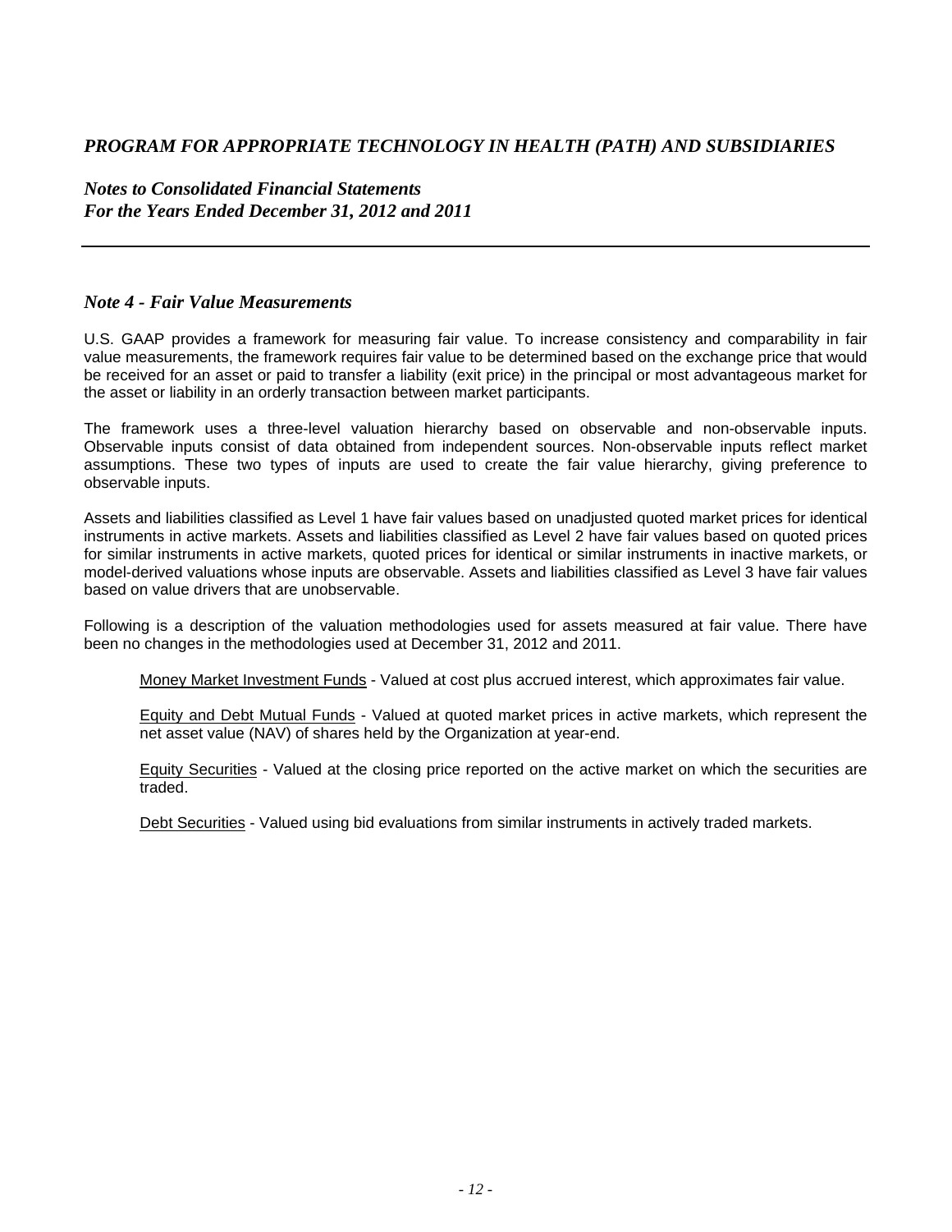## Note 4 - Fair Value Measurements

U.S. GAAP provides a framework for measuring fair value. To increase consistency and comparability in fair value measurements, the framework requires fair value to be determined based on the exchange price that would be received for an asset or paid to transfer a liability (exit price) in the principal or most advantageous market for the asset or liability in an orderly transaction between market participants.

The framework uses a three-level valuation hierarchy based on observable and non-observable inputs. Observable inputs consist of data obtained from independent sources. Non-observable inputs reflect market assumptions. These two types of inputs are used to create the fair value hierarchy, giving preference to observable inputs.

Assets and liabilities classified as Level 1 have fair values based on unadjusted quoted market prices for identical instruments in active markets. Assets and liabilities classified as Level 2 have fair values based on quoted prices for similar instruments in active markets, quoted prices for identical or similar instruments in inactive markets, or model-derived valuations whose inputs are observable. Assets and liabilities classified as Level 3 have fair values based on value drivers that are unobservable.

Following is a description of the valuation methodologies used for assets measured at fair value. There have been no changes in the methodologies used at December 31, 2012 and 2011.

Money Market Investment Funds - Valued at cost plus accrued interest, which approximates fair value.

Equity and Debt Mutual Funds - Valued at quoted market prices in active markets, which represent the net asset value (NAV) of shares held by the Organization at year-end.

Equity Securities - Valued at the closing price reported on the active market on which the securities are traded.

Debt Securities - Valued using bid evaluations from similar instruments in actively traded markets.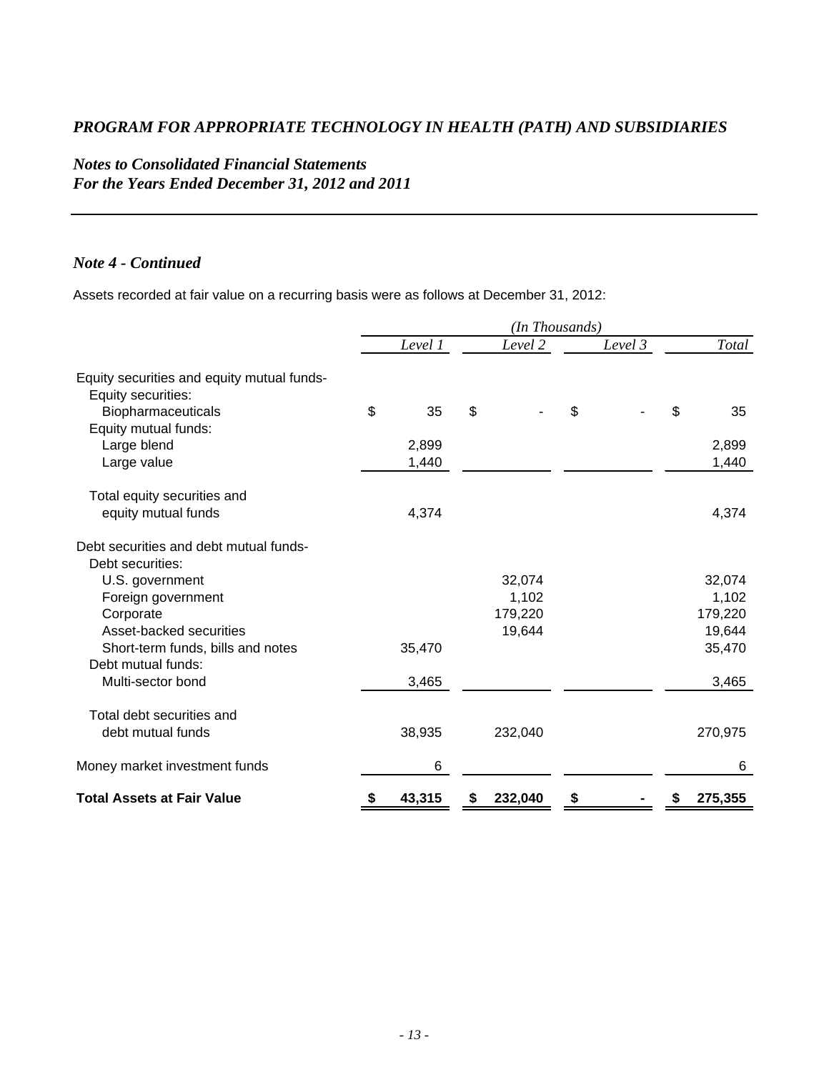# *PROGRAM FOR APPROPRIATE TECHNOLOGY IN HEALTH (PATH) AND SUBSIDIARIES*

## *Notes to Consolidated Financial Statements*
## *For the Years Ended December 31, 2012 and 2011*

### *Note 4 - Continued*

Assets recorded at fair value on a recurring basis were as follows at December 31, 2012:

| | *(In Thousands)* | | | |
|---|---|---|---|---|
| | *Level 1* | *Level 2* | *Level 3* | *Total* |
| Equity securities and equity mutual funds- | | | | |
| Equity securities: | | | | |
| Biopharmaceuticals | $ 35 | $ - | $ - | $ 35 |
| Equity mutual funds: | | | | |
| Large blend | 2,899 | | | 2,899 |
| Large value | 1,440 | | | 1,440 |
| Total equity securities and equity mutual funds | 4,374 | | | 4,374 |
| Debt securities and debt mutual funds- | | | | |
| Debt securities: | | | | |
| U.S. government | | 32,074 | | 32,074 |
| Foreign government | | 1,102 | | 1,102 |
| Corporate | | 179,220 | | 179,220 |
| Asset-backed securities | | 19,644 | | 19,644 |
| Short-term funds, bills and notes | 35,470 | | | 35,470 |
| Debt mutual funds: | | | | |
| Multi-sector bond | 3,465 | | | 3,465 |
| Total debt securities and debt mutual funds | 38,935 | 232,040 | | 270,975 |
| Money market investment funds | 6 | | | 6 |
| **Total Assets at Fair Value** | **$ 43,315** | **$ 232,040** | **$ -** | **$ 275,355** |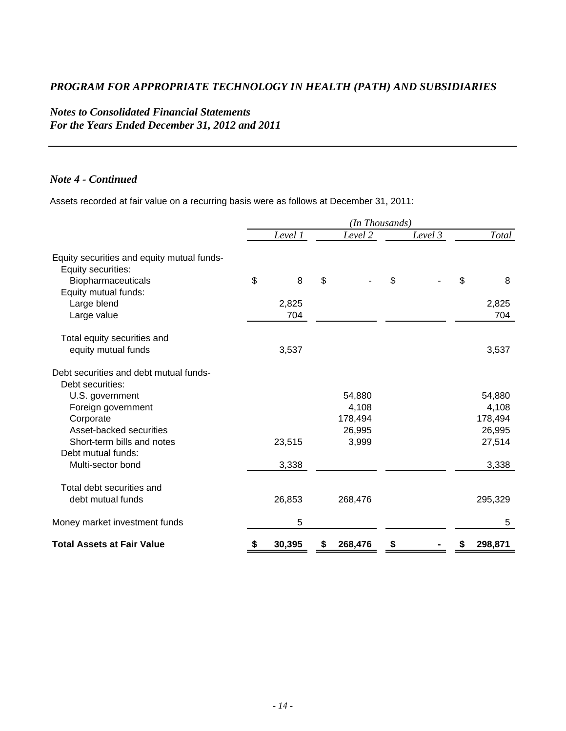# *PROGRAM FOR APPROPRIATE TECHNOLOGY IN HEALTH (PATH) AND SUBSIDIARIES*

## *Notes to Consolidated Financial Statements*
## *For the Years Ended December 31, 2012 and 2011*

### *Note 4 - Continued*

Assets recorded at fair value on a recurring basis were as follows at December 31, 2011:

| | *(In Thousands)* | | | |
|---|---|---|---|---|
| | *Level 1* | *Level 2* | *Level 3* | *Total* |
| Equity securities and equity mutual funds- | | | | |
| Equity securities: | | | | |
| Biopharmaceuticals | $ 8 | $ - | $ - | $ 8 |
| Equity mutual funds: | | | | |
| Large blend | 2,825 | | | 2,825 |
| Large value | 704 | | | 704 |
| Total equity securities and equity mutual funds | 3,537 | | | 3,537 |
| Debt securities and debt mutual funds- | | | | |
| Debt securities: | | | | |
| U.S. government | | 54,880 | | 54,880 |
| Foreign government | | 4,108 | | 4,108 |
| Corporate | | 178,494 | | 178,494 |
| Asset-backed securities | | 26,995 | | 26,995 |
| Short-term bills and notes | 23,515 | 3,999 | | 27,514 |
| Debt mutual funds: | | | | |
| Multi-sector bond | 3,338 | | | 3,338 |
| Total debt securities and debt mutual funds | 26,853 | 268,476 | | 295,329 |
| Money market investment funds | 5 | | | 5 |
| **Total Assets at Fair Value** | **$ 30,395** | **$ 268,476** | **$ -** | **$ 298,871** |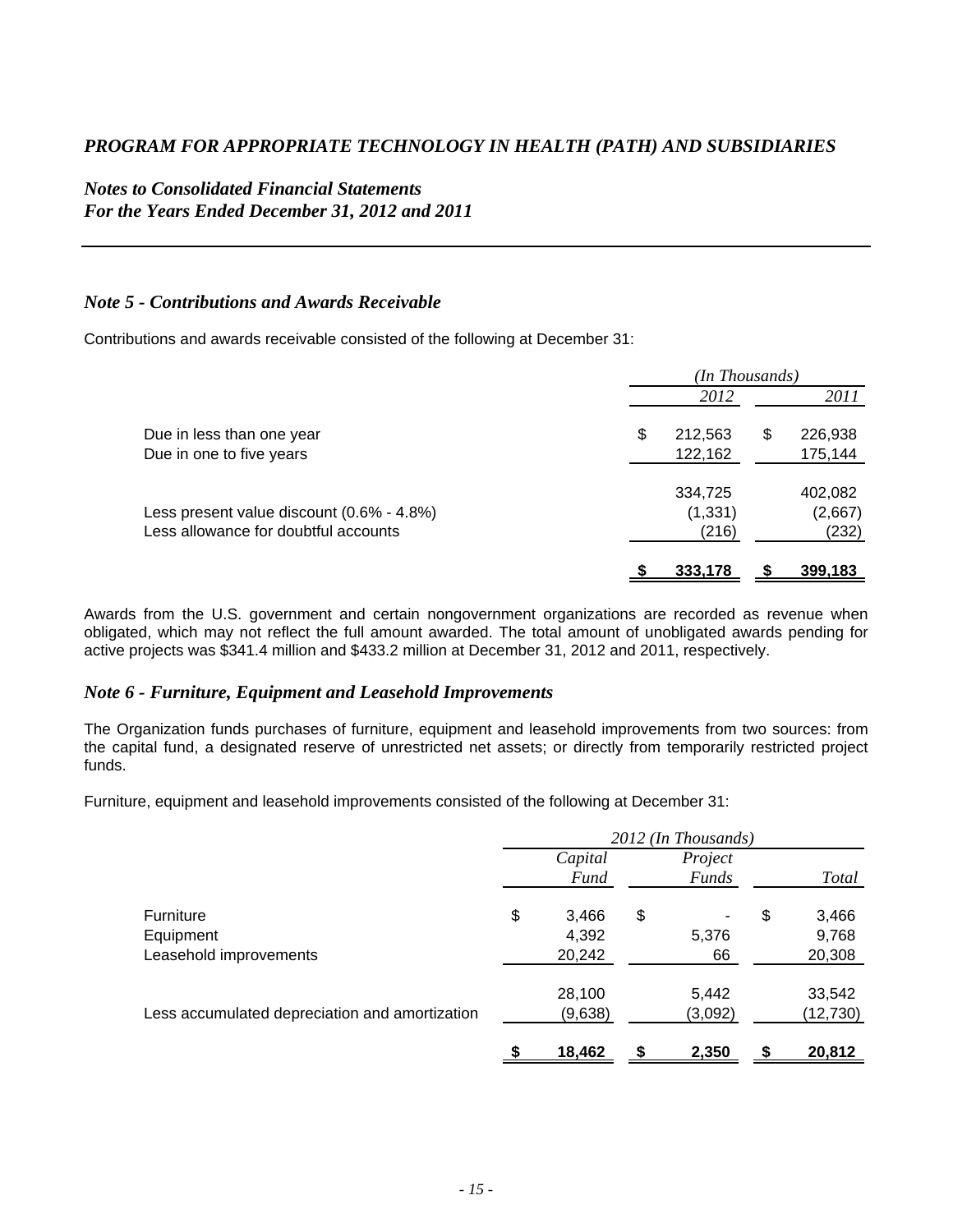# *PROGRAM FOR APPROPRIATE TECHNOLOGY IN HEALTH (PATH) AND SUBSIDIARIES*

## *Notes to Consolidated Financial Statements*
## *For the Years Ended December 31, 2012 and 2011*

### *Note 5 - Contributions and Awards Receivable*

Contributions and awards receivable consisted of the following at December 31:

| | *(In Thousands)* | |
|---|---|---|
| | *2012* | *2011* |
| Due in less than one year | $ 212,563 | $ 226,938 |
| Due in one to five years | 122,162 | 175,144 |
| | 334,725 | 402,082 |
| Less present value discount (0.6% - 4.8%) | (1,331) | (2,667) |
| Less allowance for doubtful accounts | (216) | (232) |
| | **$ 333,178** | **$ 399,183** |

Awards from the U.S. government and certain nongovernment organizations are recorded as revenue when obligated, which may not reflect the full amount awarded. The total amount of unobligated awards pending for active projects was $341.4 million and $433.2 million at December 31, 2012 and 2011, respectively.

### *Note 6 - Furniture, Equipment and Leasehold Improvements*

The Organization funds purchases of furniture, equipment and leasehold improvements from two sources: from the capital fund, a designated reserve of unrestricted net assets; or directly from temporarily restricted project funds.

Furniture, equipment and leasehold improvements consisted of the following at December 31:

| | *2012 (In Thousands)* | | |
|---|---|---|---|
| | *Capital Fund* | *Project Funds* | *Total* |
| Furniture | $ 3,466 | $ - | $ 3,466 |
| Equipment | 4,392 | 5,376 | 9,768 |
| Leasehold improvements | 20,242 | 66 | 20,308 |
| | 28,100 | 5,442 | 33,542 |
| Less accumulated depreciation and amortization | (9,638) | (3,092) | (12,730) |
| | **$ 18,462** | **$ 2,350** | **$ 20,812** |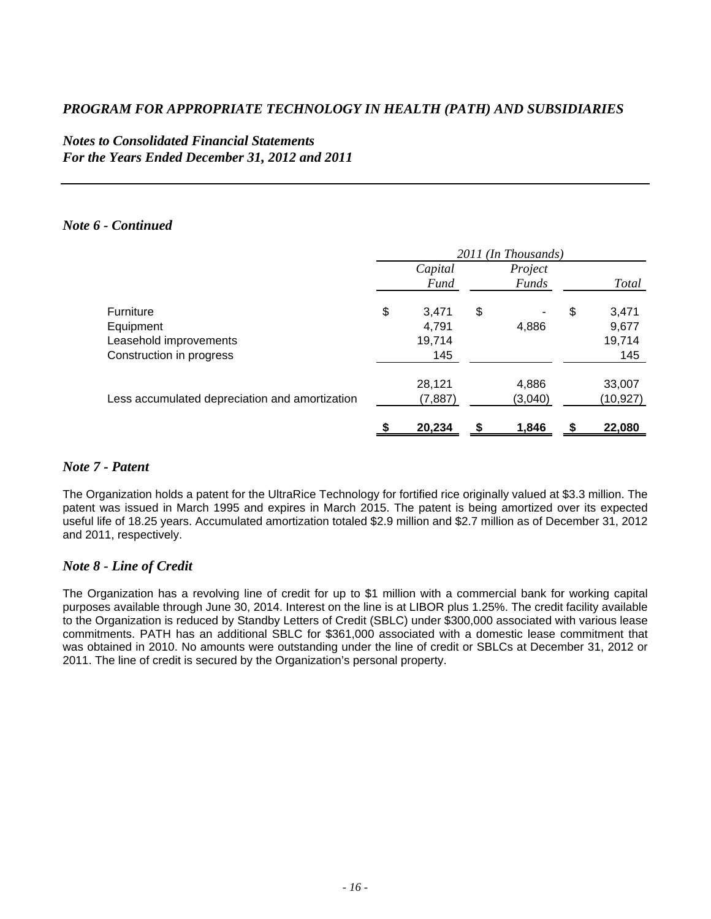# *PROGRAM FOR APPROPRIATE TECHNOLOGY IN HEALTH (PATH) AND SUBSIDIARIES*

## *Notes to Consolidated Financial Statements*
## *For the Years Ended December 31, 2012 and 2011*

### *Note 6 - Continued*

| | *2011 (In Thousands)* | | |
|---|---|---|---|
| | *Capital Fund* | *Project Funds* | *Total* |
| Furniture | $ 3,471 | $ - | $ 3,471 |
| Equipment | 4,791 | 4,886 | 9,677 |
| Leasehold improvements | 19,714 | | 19,714 |
| Construction in progress | 145 | | 145 |
| | 28,121 | 4,886 | 33,007 |
| Less accumulated depreciation and amortization | (7,887) | (3,040) | (10,927) |
| | **$ 20,234** | **$ 1,846** | **$ 22,080** |

### *Note 7 - Patent*

The Organization holds a patent for the UltraRice Technology for fortified rice originally valued at $3.3 million. The patent was issued in March 1995 and expires in March 2015. The patent is being amortized over its expected useful life of 18.25 years. Accumulated amortization totaled $2.9 million and $2.7 million as of December 31, 2012 and 2011, respectively.

### *Note 8 - Line of Credit*

The Organization has a revolving line of credit for up to $1 million with a commercial bank for working capital purposes available through June 30, 2014. Interest on the line is at LIBOR plus 1.25%. The credit facility available to the Organization is reduced by Standby Letters of Credit (SBLC) under $300,000 associated with various lease commitments. PATH has an additional SBLC for $361,000 associated with a domestic lease commitment that was obtained in 2010. No amounts were outstanding under the line of credit or SBLCs at December 31, 2012 or 2011. The line of credit is secured by the Organization's personal property.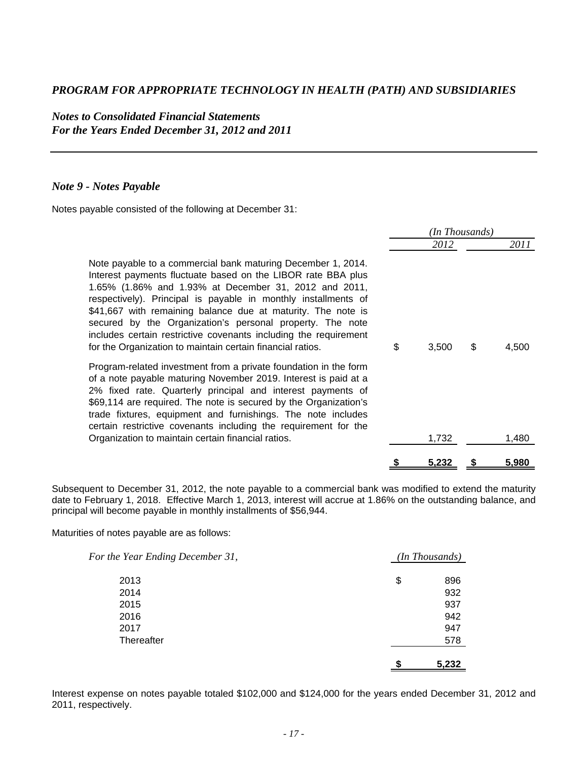*PROGRAM FOR APPROPRIATE TECHNOLOGY IN HEALTH (PATH) AND SUBSIDIARIES*

*Notes to Consolidated Financial Statements*
*For the Years Ended December 31, 2012 and 2011*

### *Note 9 - Notes Payable*

Notes payable consisted of the following at December 31:

| | *(In Thousands)* | |
|---|---|---|
| | *2012* | *2011* |
| Note payable to a commercial bank maturing December 1, 2014. Interest payments fluctuate based on the LIBOR rate BBA plus 1.65% (1.86% and 1.93% at December 31, 2012 and 2011, respectively). Principal is payable in monthly installments of $41,667 with remaining balance due at maturity. The note is secured by the Organization's personal property. The note includes certain restrictive covenants including the requirement for the Organization to maintain certain financial ratios. | $ 3,500 | $ 4,500 |
| Program-related investment from a private foundation in the form of a note payable maturing November 2019. Interest is paid at a 2% fixed rate. Quarterly principal and interest payments of $69,114 are required. The note is secured by the Organization's trade fixtures, equipment and furnishings. The note includes certain restrictive covenants including the requirement for the Organization to maintain certain financial ratios. | 1,732 | 1,480 |
| | **$ 5,232** | **$ 5,980** |

Subsequent to December 31, 2012, the note payable to a commercial bank was modified to extend the maturity date to February 1, 2018. Effective March 1, 2013, interest will accrue at 1.86% on the outstanding balance, and principal will become payable in monthly installments of $56,944.

Maturities of notes payable are as follows:

| *For the Year Ending December 31,* | *(In Thousands)* |
|---|---|
| 2013 | $ 896 |
| 2014 | 932 |
| 2015 | 937 |
| 2016 | 942 |
| 2017 | 947 |
| Thereafter | 578 |
| | **$ 5,232** |

Interest expense on notes payable totaled $102,000 and $124,000 for the years ended December 31, 2012 and 2011, respectively.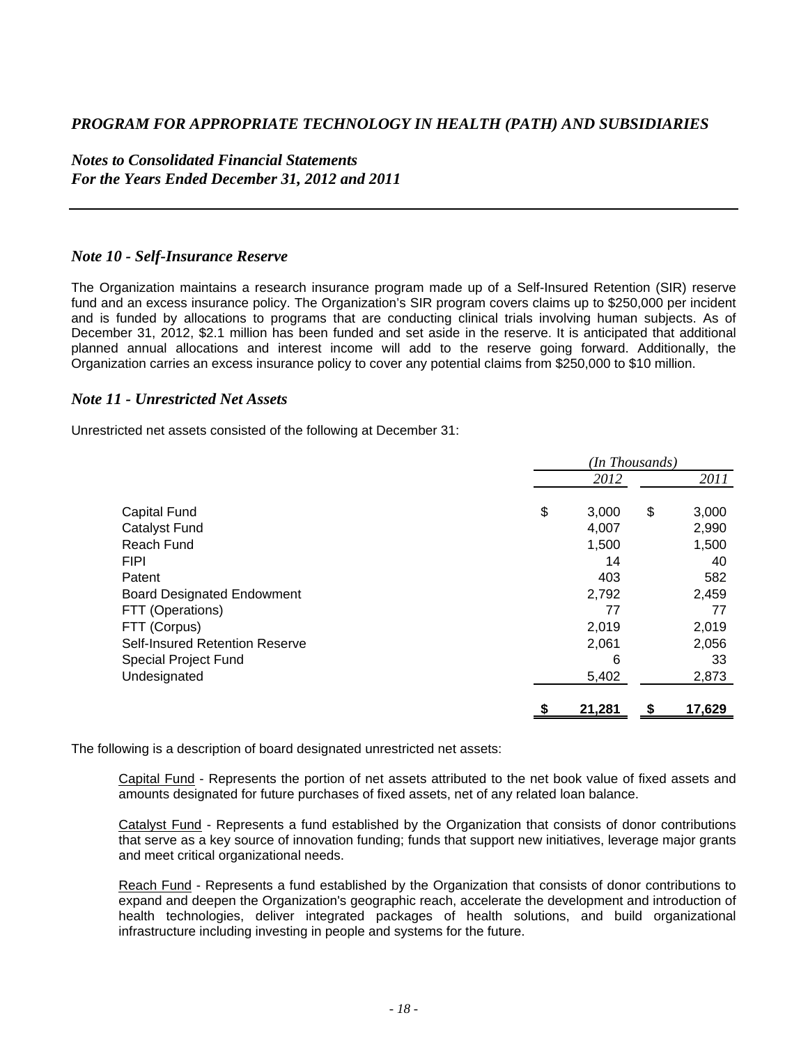## Note 10 - Self-Insurance Reserve

The Organization maintains a research insurance program made up of a Self-Insured Retention (SIR) reserve fund and an excess insurance policy. The Organization's SIR program covers claims up to $250,000 per incident and is funded by allocations to programs that are conducting clinical trials involving human subjects. As of December 31, 2012, $2.1 million has been funded and set aside in the reserve. It is anticipated that additional planned annual allocations and interest income will add to the reserve going forward. Additionally, the Organization carries an excess insurance policy to cover any potential claims from $250,000 to $10 million.

## Note 11 - Unrestricted Net Assets

Unrestricted net assets consisted of the following at December 31:

| | *(In Thousands)* | |
|---|---|---|
| | *2012* | *2011* |
| Capital Fund | $ 3,000 | $ 3,000 |
| Catalyst Fund | 4,007 | 2,990 |
| Reach Fund | 1,500 | 1,500 |
| FIPI | 14 | 40 |
| Patent | 403 | 582 |
| Board Designated Endowment | 2,792 | 2,459 |
| FTT (Operations) | 77 | 77 |
| FTT (Corpus) | 2,019 | 2,019 |
| Self-Insured Retention Reserve | 2,061 | 2,056 |
| Special Project Fund | 6 | 33 |
| Undesignated | 5,402 | 2,873 |
| | **$ 21,281** | **$ 17,629** |

The following is a description of board designated unrestricted net assets:

Capital Fund - Represents the portion of net assets attributed to the net book value of fixed assets and amounts designated for future purchases of fixed assets, net of any related loan balance.

Catalyst Fund - Represents a fund established by the Organization that consists of donor contributions that serve as a key source of innovation funding; funds that support new initiatives, leverage major grants and meet critical organizational needs.

Reach Fund - Represents a fund established by the Organization that consists of donor contributions to expand and deepen the Organization's geographic reach, accelerate the development and introduction of health technologies, deliver integrated packages of health solutions, and build organizational infrastructure including investing in people and systems for the future.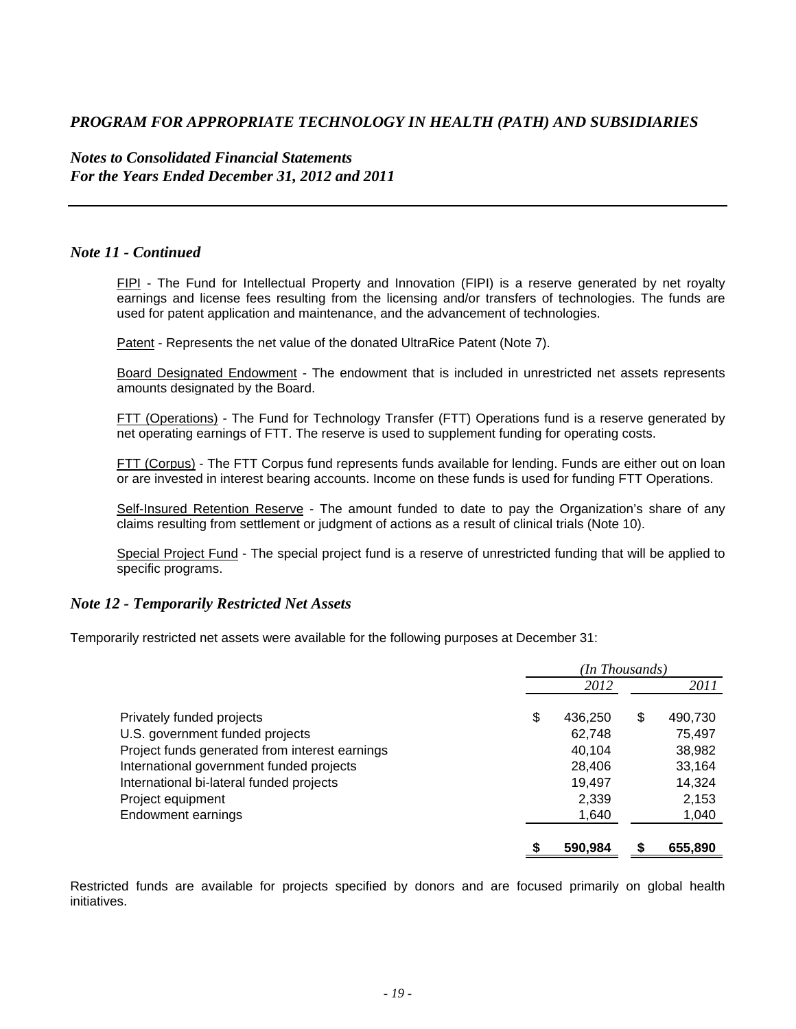## *Note 11 - Continued*

FIPI - The Fund for Intellectual Property and Innovation (FIPI) is a reserve generated by net royalty earnings and license fees resulting from the licensing and/or transfers of technologies. The funds are used for patent application and maintenance, and the advancement of technologies.

Patent - Represents the net value of the donated UltraRice Patent (Note 7).

Board Designated Endowment - The endowment that is included in unrestricted net assets represents amounts designated by the Board.

FTT (Operations) - The Fund for Technology Transfer (FTT) Operations fund is a reserve generated by net operating earnings of FTT. The reserve is used to supplement funding for operating costs.

FTT (Corpus) - The FTT Corpus fund represents funds available for lending. Funds are either out on loan or are invested in interest bearing accounts. Income on these funds is used for funding FTT Operations.

Self-Insured Retention Reserve - The amount funded to date to pay the Organization's share of any claims resulting from settlement or judgment of actions as a result of clinical trials (Note 10).

Special Project Fund - The special project fund is a reserve of unrestricted funding that will be applied to specific programs.

## *Note 12 - Temporarily Restricted Net Assets*

Temporarily restricted net assets were available for the following purposes at December 31:

| | *(In Thousands)* | |
|---|---|---|
| | *2012* | *2011* |
| Privately funded projects | $ 436,250 | $ 490,730 |
| U.S. government funded projects | 62,748 | 75,497 |
| Project funds generated from interest earnings | 40,104 | 38,982 |
| International government funded projects | 28,406 | 33,164 |
| International bi-lateral funded projects | 19,497 | 14,324 |
| Project equipment | 2,339 | 2,153 |
| Endowment earnings | 1,640 | 1,040 |
| | **$ 590,984** | **$ 655,890** |

Restricted funds are available for projects specified by donors and are focused primarily on global health initiatives.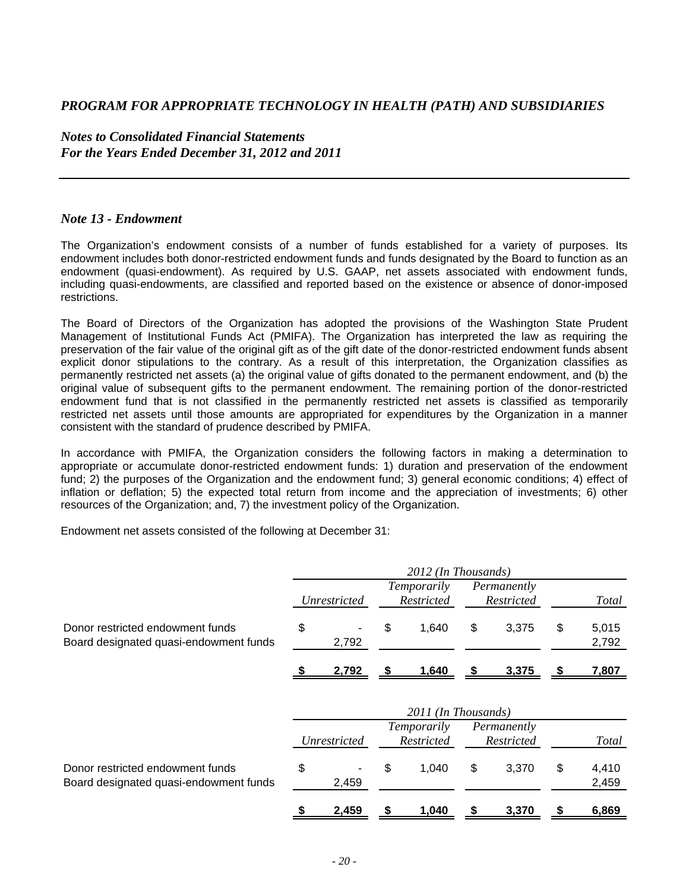# *PROGRAM FOR APPROPRIATE TECHNOLOGY IN HEALTH (PATH) AND SUBSIDIARIES*

## *Notes to Consolidated Financial Statements*
## *For the Years Ended December 31, 2012 and 2011*

### *Note 13 - Endowment*

The Organization's endowment consists of a number of funds established for a variety of purposes. Its endowment includes both donor-restricted endowment funds and funds designated by the Board to function as an endowment (quasi-endowment). As required by U.S. GAAP, net assets associated with endowment funds, including quasi-endowments, are classified and reported based on the existence or absence of donor-imposed restrictions.

The Board of Directors of the Organization has adopted the provisions of the Washington State Prudent Management of Institutional Funds Act (PMIFA). The Organization has interpreted the law as requiring the preservation of the fair value of the original gift as of the gift date of the donor-restricted endowment funds absent explicit donor stipulations to the contrary. As a result of this interpretation, the Organization classifies as permanently restricted net assets (a) the original value of gifts donated to the permanent endowment, and (b) the original value of subsequent gifts to the permanent endowment. The remaining portion of the donor-restricted endowment fund that is not classified in the permanently restricted net assets is classified as temporarily restricted net assets until those amounts are appropriated for expenditures by the Organization in a manner consistent with the standard of prudence described by PMIFA.

In accordance with PMIFA, the Organization considers the following factors in making a determination to appropriate or accumulate donor-restricted endowment funds: 1) duration and preservation of the endowment fund; 2) the purposes of the Organization and the endowment fund; 3) general economic conditions; 4) effect of inflation or deflation; 5) the expected total return from income and the appreciation of investments; 6) other resources of the Organization; and, 7) the investment policy of the Organization.

Endowment net assets consisted of the following at December 31:

| | *2012 (In Thousands)* | | | |
|---|---|---|---|---|
| | *Unrestricted* | *Temporarily Restricted* | *Permanently Restricted* | *Total* |
| Donor restricted endowment funds | $ - | $ 1,640 | $ 3,375 | $ 5,015 |
| Board designated quasi-endowment funds | 2,792 | | | 2,792 |
| | **$ 2,792** | **$ 1,640** | **$ 3,375** | **$ 7,807** |

| | *2011 (In Thousands)* | | | |
|---|---|---|---|---|
| | *Unrestricted* | *Temporarily Restricted* | *Permanently Restricted* | *Total* |
| Donor restricted endowment funds | $ - | $ 1,040 | $ 3,370 | $ 4,410 |
| Board designated quasi-endowment funds | 2,459 | | | 2,459 |
| | **$ 2,459** | **$ 1,040** | **$ 3,370** | **$ 6,869** |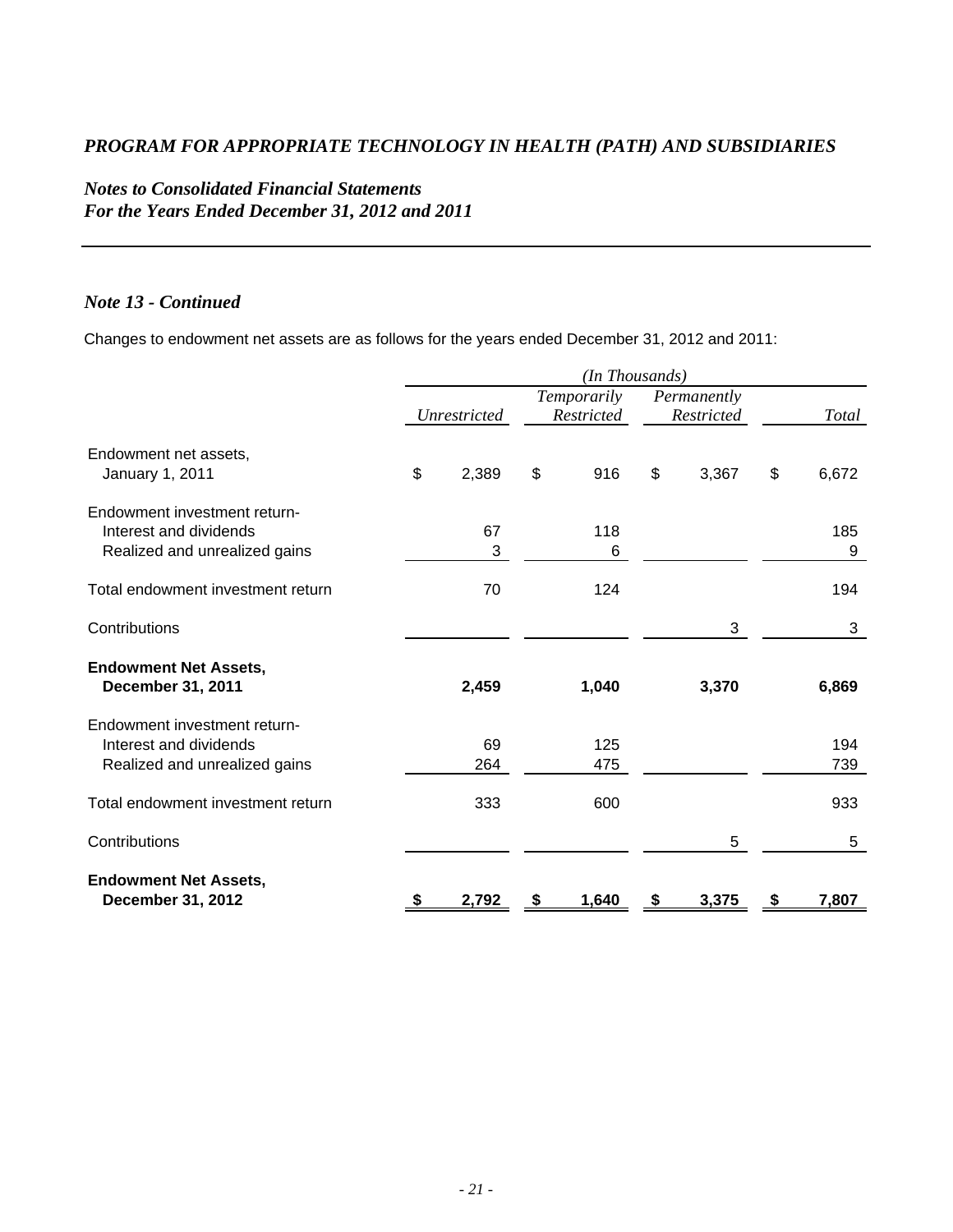# *PROGRAM FOR APPROPRIATE TECHNOLOGY IN HEALTH (PATH) AND SUBSIDIARIES*

## *Notes to Consolidated Financial Statements*
## *For the Years Ended December 31, 2012 and 2011*

### *Note 13 - Continued*

Changes to endowment net assets are as follows for the years ended December 31, 2012 and 2011:

| | *(In Thousands)* | | | |
|---|---|---|---|---|
| | *Unrestricted* | *Temporarily Restricted* | *Permanently Restricted* | *Total* |
| Endowment net assets, January 1, 2011 | $ 2,389 | $ 916 | $ 3,367 | $ 6,672 |
| Endowment investment return- | | | | |
| Interest and dividends | 67 | 118 | | 185 |
| Realized and unrealized gains | 3 | 6 | | 9 |
| Total endowment investment return | 70 | 124 | | 194 |
| Contributions | | | 3 | 3 |
| **Endowment Net Assets, December 31, 2011** | **2,459** | **1,040** | **3,370** | **6,869** |
| Endowment investment return- | | | | |
| Interest and dividends | 69 | 125 | | 194 |
| Realized and unrealized gains | 264 | 475 | | 739 |
| Total endowment investment return | 333 | 600 | | 933 |
| Contributions | | | 5 | 5 |
| **Endowment Net Assets, December 31, 2012** | **$ 2,792** | **$ 1,640** | **$ 3,375** | **$ 7,807** |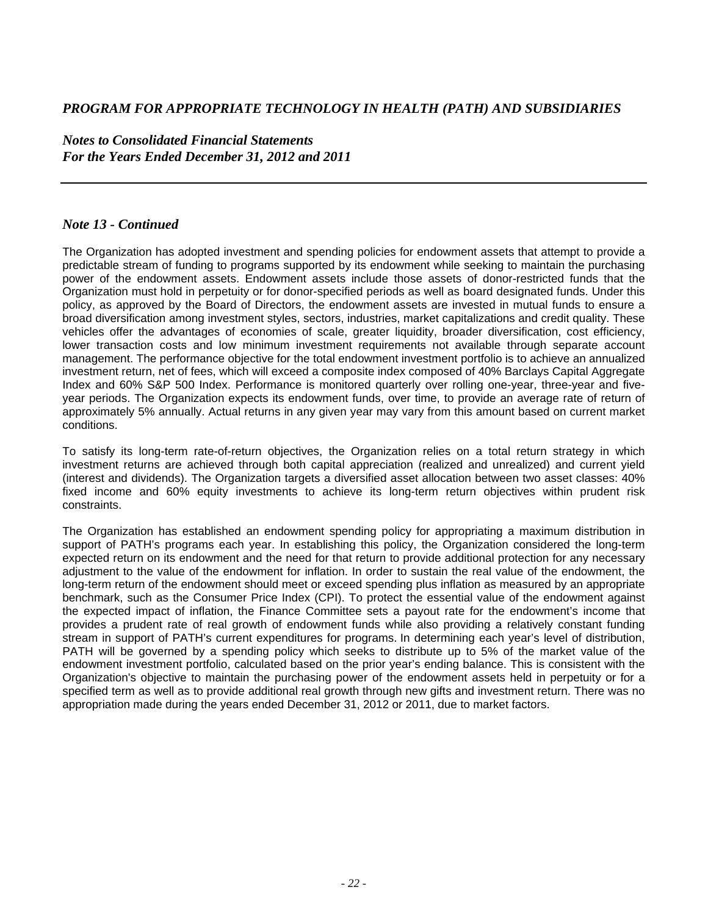# *PROGRAM FOR APPROPRIATE TECHNOLOGY IN HEALTH (PATH) AND SUBSIDIARIES*

## *Notes to Consolidated Financial Statements*
## *For the Years Ended December 31, 2012 and 2011*

### *Note 13 - Continued*

The Organization has adopted investment and spending policies for endowment assets that attempt to provide a predictable stream of funding to programs supported by its endowment while seeking to maintain the purchasing power of the endowment assets. Endowment assets include those assets of donor-restricted funds that the Organization must hold in perpetuity or for donor-specified periods as well as board designated funds. Under this policy, as approved by the Board of Directors, the endowment assets are invested in mutual funds to ensure a broad diversification among investment styles, sectors, industries, market capitalizations and credit quality. These vehicles offer the advantages of economies of scale, greater liquidity, broader diversification, cost efficiency, lower transaction costs and low minimum investment requirements not available through separate account management. The performance objective for the total endowment investment portfolio is to achieve an annualized investment return, net of fees, which will exceed a composite index composed of 40% Barclays Capital Aggregate Index and 60% S&P 500 Index. Performance is monitored quarterly over rolling one-year, three-year and five-year periods. The Organization expects its endowment funds, over time, to provide an average rate of return of approximately 5% annually. Actual returns in any given year may vary from this amount based on current market conditions.

To satisfy its long-term rate-of-return objectives, the Organization relies on a total return strategy in which investment returns are achieved through both capital appreciation (realized and unrealized) and current yield (interest and dividends). The Organization targets a diversified asset allocation between two asset classes: 40% fixed income and 60% equity investments to achieve its long-term return objectives within prudent risk constraints.

The Organization has established an endowment spending policy for appropriating a maximum distribution in support of PATH's programs each year. In establishing this policy, the Organization considered the long-term expected return on its endowment and the need for that return to provide additional protection for any necessary adjustment to the value of the endowment for inflation. In order to sustain the real value of the endowment, the long-term return of the endowment should meet or exceed spending plus inflation as measured by an appropriate benchmark, such as the Consumer Price Index (CPI). To protect the essential value of the endowment against the expected impact of inflation, the Finance Committee sets a payout rate for the endowment's income that provides a prudent rate of real growth of endowment funds while also providing a relatively constant funding stream in support of PATH's current expenditures for programs. In determining each year's level of distribution, PATH will be governed by a spending policy which seeks to distribute up to 5% of the market value of the endowment investment portfolio, calculated based on the prior year's ending balance. This is consistent with the Organization's objective to maintain the purchasing power of the endowment assets held in perpetuity or for a specified term as well as to provide additional real growth through new gifts and investment return. There was no appropriation made during the years ended December 31, 2012 or 2011, due to market factors.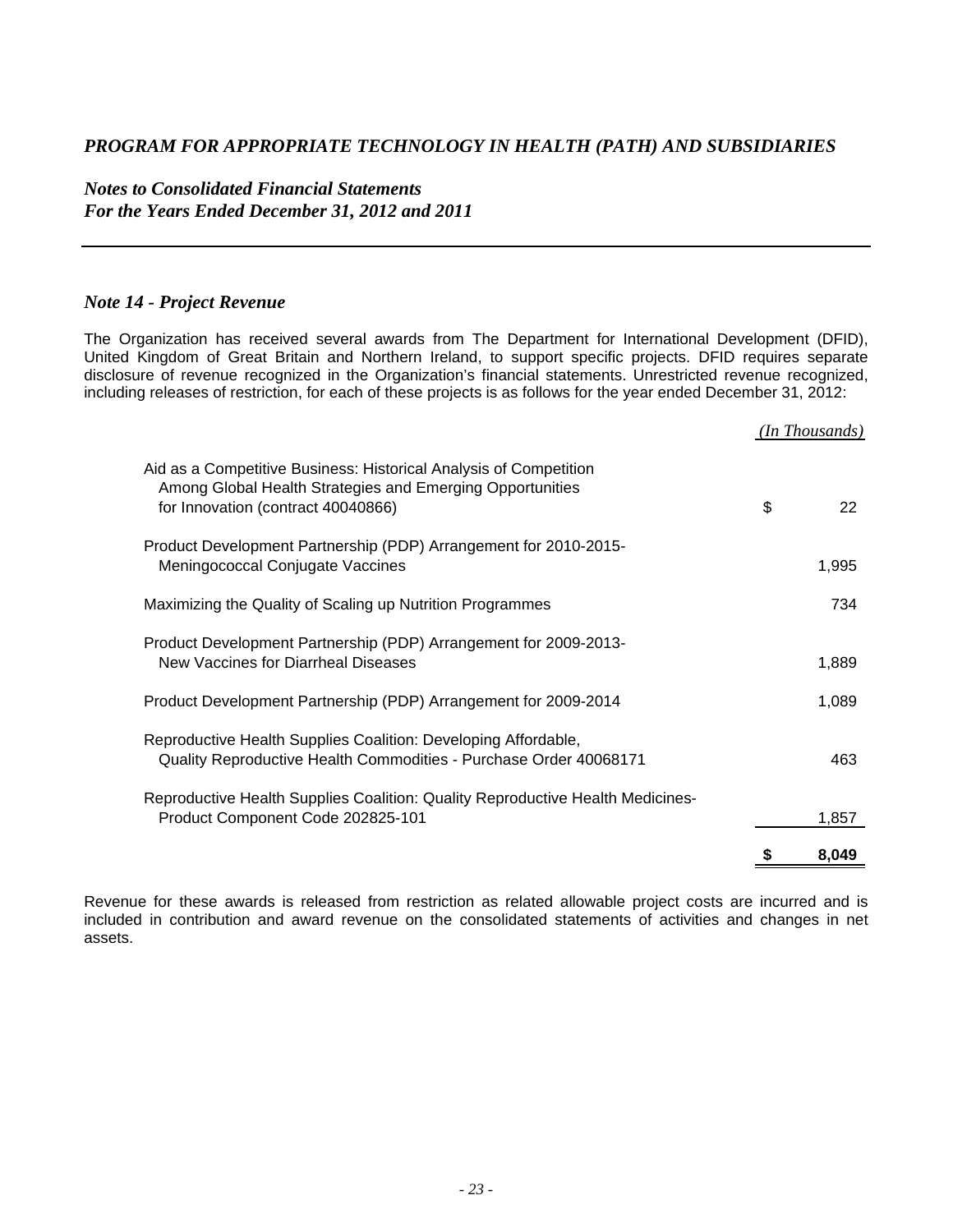*PROGRAM FOR APPROPRIATE TECHNOLOGY IN HEALTH (PATH) AND SUBSIDIARIES*

*Notes to Consolidated Financial Statements*
*For the Years Ended December 31, 2012 and 2011*

### *Note 14 - Project Revenue*

The Organization has received several awards from The Department for International Development (DFID), United Kingdom of Great Britain and Northern Ireland, to support specific projects. DFID requires separate disclosure of revenue recognized in the Organization's financial statements. Unrestricted revenue recognized, including releases of restriction, for each of these projects is as follows for the year ended December 31, 2012:

| | *(In Thousands)* |
|---|---|
| Aid as a Competitive Business: Historical Analysis of Competition Among Global Health Strategies and Emerging Opportunities for Innovation (contract 40040866) | $ 22 |
| Product Development Partnership (PDP) Arrangement for 2010-2015- Meningococcal Conjugate Vaccines | 1,995 |
| Maximizing the Quality of Scaling up Nutrition Programmes | 734 |
| Product Development Partnership (PDP) Arrangement for 2009-2013- New Vaccines for Diarrheal Diseases | 1,889 |
| Product Development Partnership (PDP) Arrangement for 2009-2014 | 1,089 |
| Reproductive Health Supplies Coalition: Developing Affordable, Quality Reproductive Health Commodities - Purchase Order 40068171 | 463 |
| Reproductive Health Supplies Coalition: Quality Reproductive Health Medicines- Product Component Code 202825-101 | 1,857 |
| | **$ 8,049** |

Revenue for these awards is released from restriction as related allowable project costs are incurred and is included in contribution and award revenue on the consolidated statements of activities and changes in net assets.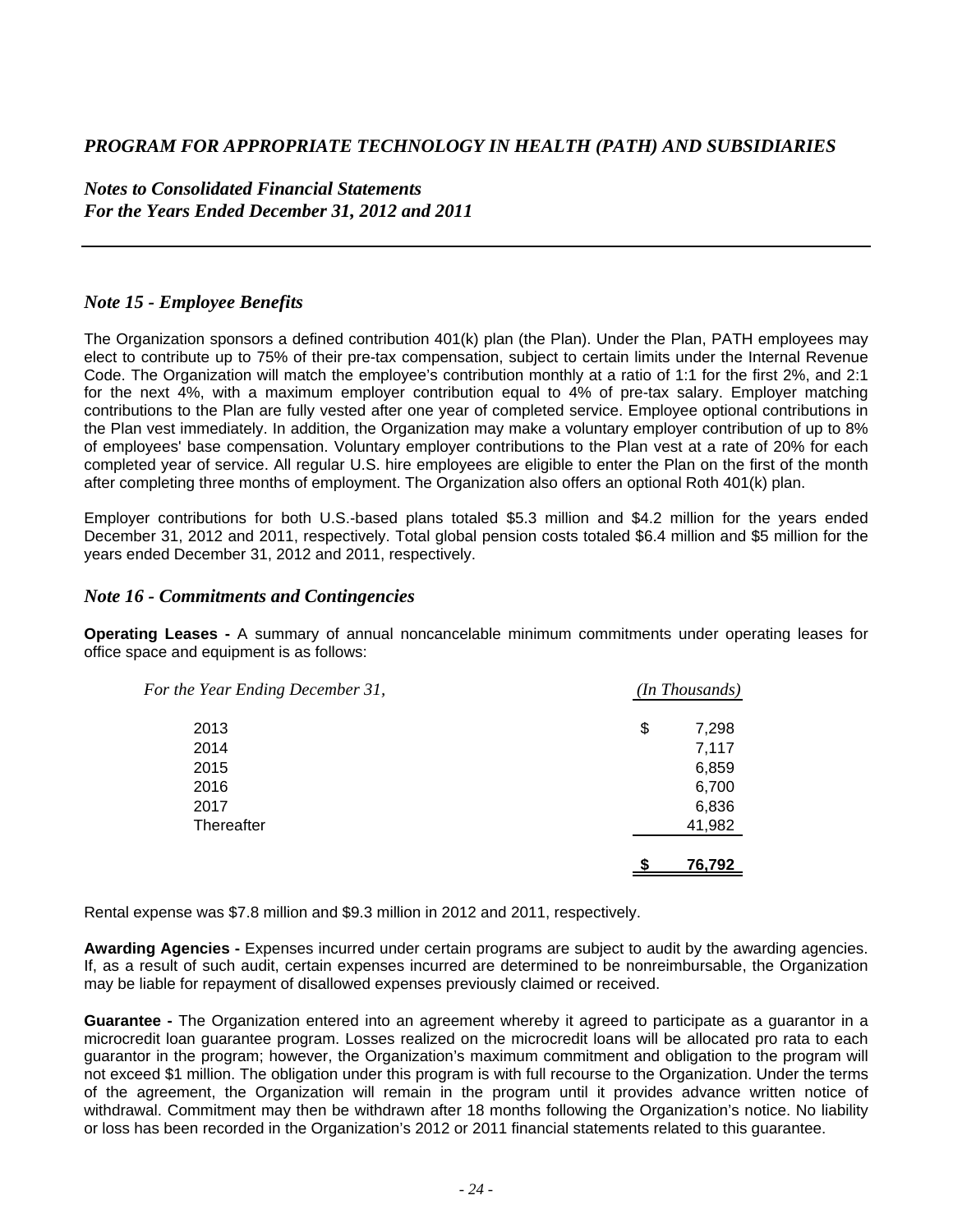# *PROGRAM FOR APPROPRIATE TECHNOLOGY IN HEALTH (PATH) AND SUBSIDIARIES*

## *Notes to Consolidated Financial Statements*
## *For the Years Ended December 31, 2012 and 2011*

### *Note 15 - Employee Benefits*

The Organization sponsors a defined contribution 401(k) plan (the Plan). Under the Plan, PATH employees may elect to contribute up to 75% of their pre-tax compensation, subject to certain limits under the Internal Revenue Code. The Organization will match the employee's contribution monthly at a ratio of 1:1 for the first 2%, and 2:1 for the next 4%, with a maximum employer contribution equal to 4% of pre-tax salary. Employer matching contributions to the Plan are fully vested after one year of completed service. Employee optional contributions in the Plan vest immediately. In addition, the Organization may make a voluntary employer contribution of up to 8% of employees' base compensation. Voluntary employer contributions to the Plan vest at a rate of 20% for each completed year of service. All regular U.S. hire employees are eligible to enter the Plan on the first of the month after completing three months of employment. The Organization also offers an optional Roth 401(k) plan.

Employer contributions for both U.S.-based plans totaled \$5.3 million and \$4.2 million for the years ended December 31, 2012 and 2011, respectively. Total global pension costs totaled \$6.4 million and \$5 million for the years ended December 31, 2012 and 2011, respectively.

### *Note 16 - Commitments and Contingencies*

**Operating Leases -** A summary of annual noncancelable minimum commitments under operating leases for office space and equipment is as follows:

| *For the Year Ending December 31,* | *(In Thousands)* |
|---|---|
| 2013 | $ 7,298 |
| 2014 | 7,117 |
| 2015 | 6,859 |
| 2016 | 6,700 |
| 2017 | 6,836 |
| Thereafter | 41,982 |
| | **$ 76,792** |

Rental expense was \$7.8 million and \$9.3 million in 2012 and 2011, respectively.

**Awarding Agencies -** Expenses incurred under certain programs are subject to audit by the awarding agencies. If, as a result of such audit, certain expenses incurred are determined to be nonreimbursable, the Organization may be liable for repayment of disallowed expenses previously claimed or received.

**Guarantee -** The Organization entered into an agreement whereby it agreed to participate as a guarantor in a microcredit loan guarantee program. Losses realized on the microcredit loans will be allocated pro rata to each guarantor in the program; however, the Organization's maximum commitment and obligation to the program will not exceed \$1 million. The obligation under this program is with full recourse to the Organization. Under the terms of the agreement, the Organization will remain in the program until it provides advance written notice of withdrawal. Commitment may then be withdrawn after 18 months following the Organization's notice. No liability or loss has been recorded in the Organization's 2012 or 2011 financial statements related to this guarantee.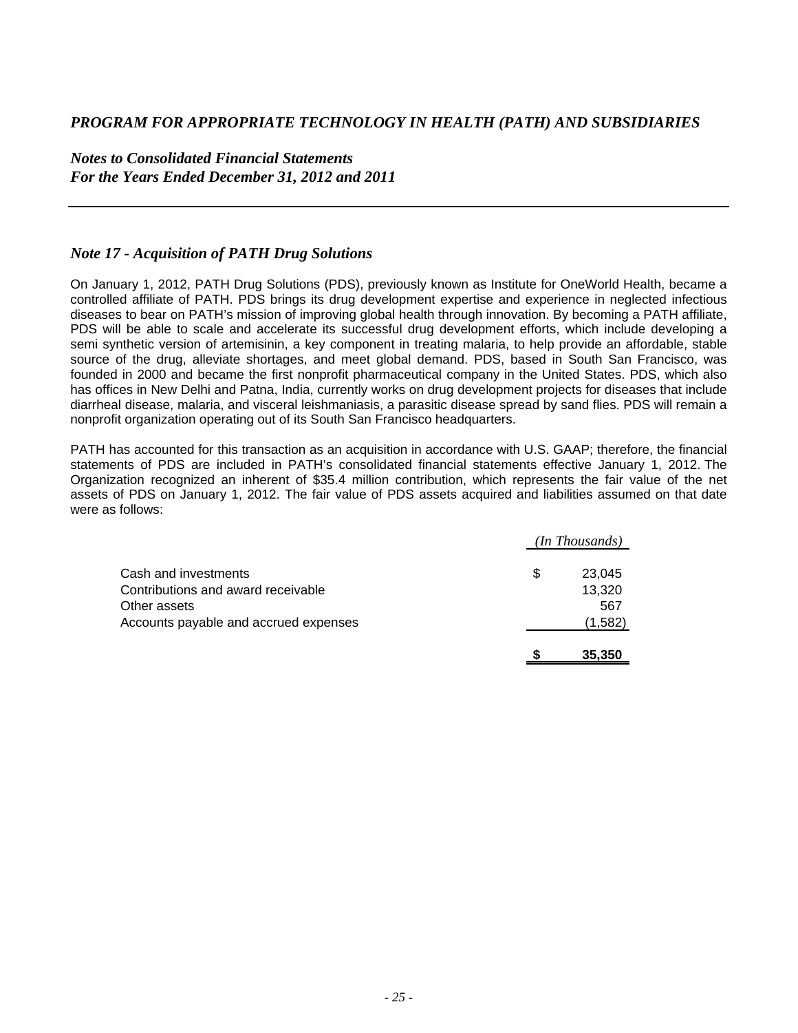# *PROGRAM FOR APPROPRIATE TECHNOLOGY IN HEALTH (PATH) AND SUBSIDIARIES*

## *Notes to Consolidated Financial Statements*
## *For the Years Ended December 31, 2012 and 2011*

### *Note 17 - Acquisition of PATH Drug Solutions*

On January 1, 2012, PATH Drug Solutions (PDS), previously known as Institute for OneWorld Health, became a controlled affiliate of PATH. PDS brings its drug development expertise and experience in neglected infectious diseases to bear on PATH's mission of improving global health through innovation. By becoming a PATH affiliate, PDS will be able to scale and accelerate its successful drug development efforts, which include developing a semi synthetic version of artemisinin, a key component in treating malaria, to help provide an affordable, stable source of the drug, alleviate shortages, and meet global demand. PDS, based in South San Francisco, was founded in 2000 and became the first nonprofit pharmaceutical company in the United States. PDS, which also has offices in New Delhi and Patna, India, currently works on drug development projects for diseases that include diarrheal disease, malaria, and visceral leishmaniasis, a parasitic disease spread by sand flies. PDS will remain a nonprofit organization operating out of its South San Francisco headquarters.

PATH has accounted for this transaction as an acquisition in accordance with U.S. GAAP; therefore, the financial statements of PDS are included in PATH's consolidated financial statements effective January 1, 2012. The Organization recognized an inherent of $35.4 million contribution, which represents the fair value of the net assets of PDS on January 1, 2012. The fair value of PDS assets acquired and liabilities assumed on that date were as follows:

| | *(In Thousands)* |
|---|---|
| Cash and investments | $ 23,045 |
| Contributions and award receivable | 13,320 |
| Other assets | 567 |
| Accounts payable and accrued expenses | (1,582) |
| | **$ 35,350** |